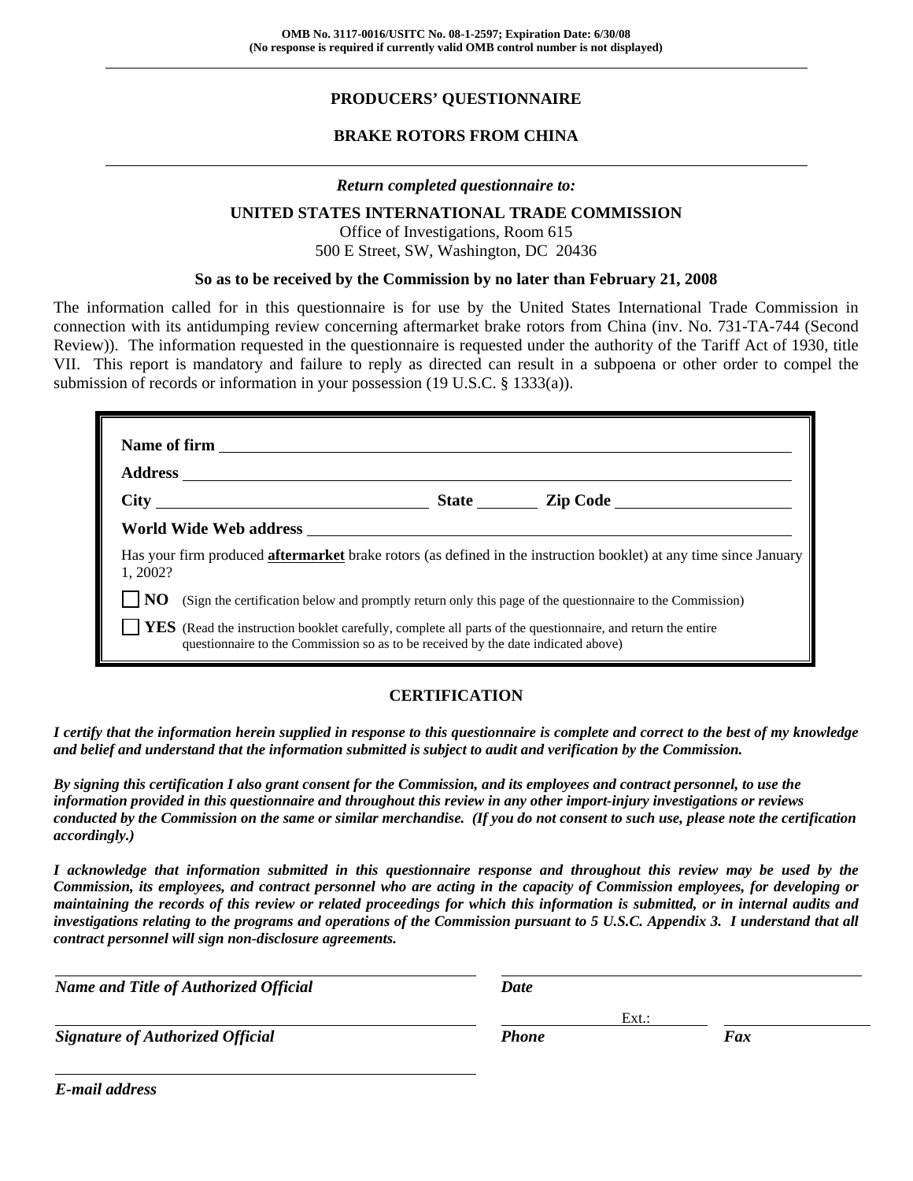**OMB No. 3117-0016/USITC No. 08-1-2597; Expiration Date: 6/30/08**
**(No response is required if currently valid OMB control number is not displayed)**

---

# PRODUCERS' QUESTIONNAIRE

## BRAKE ROTORS FROM CHINA

---

***Return completed questionnaire to:***

**UNITED STATES INTERNATIONAL TRADE COMMISSION**
Office of Investigations, Room 615
500 E Street, SW, Washington, DC 20436

**So as to be received by the Commission by no later than February 21, 2008**

The information called for in this questionnaire is for use by the United States International Trade Commission in connection with its antidumping review concerning aftermarket brake rotors from China (inv. No. 731-TA-744 (Second Review)). The information requested in the questionnaire is requested under the authority of the Tariff Act of 1930, title VII. This report is mandatory and failure to reply as directed can result in a subpoena or other order to compel the submission of records or information in your possession (19 U.S.C. § 1333(a)).

**Name of firm** ______________________________

**Address** ______________________________

**City** ______________ **State** ________ **Zip Code** ______________

**World Wide Web address** ______________________________

Has your firm produced **aftermarket** brake rotors (as defined in the instruction booklet) at any time since January 1, 2002?

☐ **NO** (Sign the certification below and promptly return only this page of the questionnaire to the Commission)

☐ **YES** (Read the instruction booklet carefully, complete all parts of the questionnaire, and return the entire questionnaire to the Commission so as to be received by the date indicated above)

## CERTIFICATION

***I certify that the information herein supplied in response to this questionnaire is complete and correct to the best of my knowledge and belief and understand that the information submitted is subject to audit and verification by the Commission.***

***By signing this certification I also grant consent for the Commission, and its employees and contract personnel, to use the information provided in this questionnaire and throughout this review in any other import-injury investigations or reviews conducted by the Commission on the same or similar merchandise. (If you do not consent to such use, please note the certification accordingly.)***

***I acknowledge that information submitted in this questionnaire response and throughout this review may be used by the Commission, its employees, and contract personnel who are acting in the capacity of Commission employees, for developing or maintaining the records of this review or related proceedings for which this information is submitted, or in internal audits and investigations relating to the programs and operations of the Commission pursuant to 5 U.S.C. Appendix 3. I understand that all contract personnel will sign non-disclosure agreements.***

______________________________
***Name and Title of Authorized Official***

______________________________
***Date***

______________________________
***Signature of Authorized Official***

______________ Ext.: ________
***Phone***

______________
***Fax***

______________________________
***E-mail address***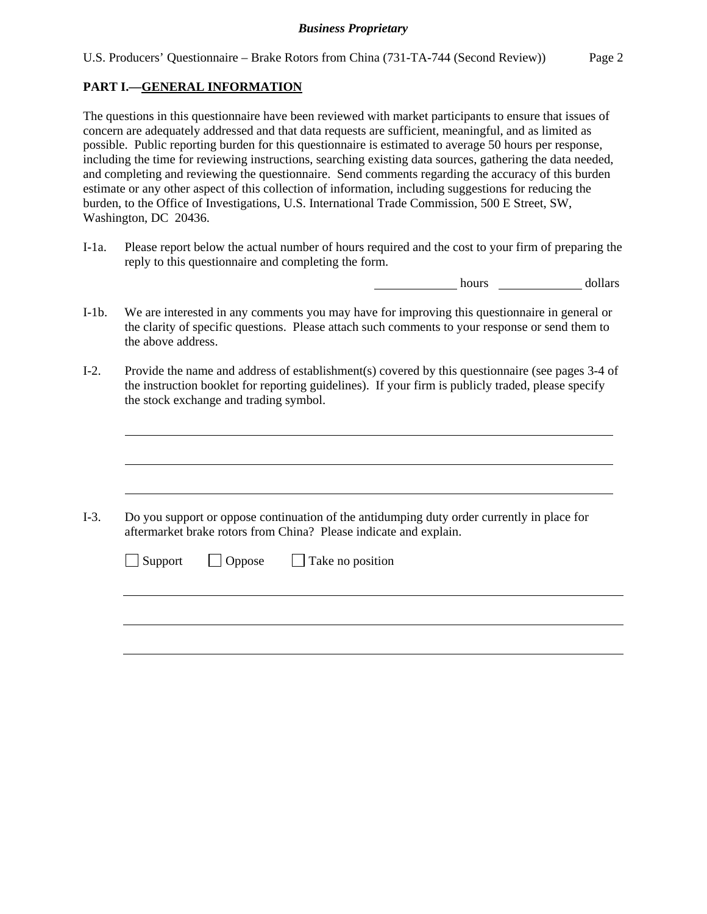## PART I.—GENERAL INFORMATION

The questions in this questionnaire have been reviewed with market participants to ensure that issues of concern are adequately addressed and that data requests are sufficient, meaningful, and as limited as possible. Public reporting burden for this questionnaire is estimated to average 50 hours per response, including the time for reviewing instructions, searching existing data sources, gathering the data needed, and completing and reviewing the questionnaire. Send comments regarding the accuracy of this burden estimate or any other aspect of this collection of information, including suggestions for reducing the burden, to the Office of Investigations, U.S. International Trade Commission, 500 E Street, SW, Washington, DC 20436.

I-1a. Please report below the actual number of hours required and the cost to your firm of preparing the reply to this questionnaire and completing the form.

_____________ hours _____________ dollars

I-1b. We are interested in any comments you may have for improving this questionnaire in general or the clarity of specific questions. Please attach such comments to your response or send them to the above address.

I-2. Provide the name and address of establishment(s) covered by this questionnaire (see pages 3-4 of the instruction booklet for reporting guidelines). If your firm is publicly traded, please specify the stock exchange and trading symbol.

______________________________________________________________________________

______________________________________________________________________________

______________________________________________________________________________

I-3. Do you support or oppose continuation of the antidumping duty order currently in place for aftermarket brake rotors from China? Please indicate and explain.

☐ Support ☐ Oppose ☐ Take no position

______________________________________________________________________________

______________________________________________________________________________

______________________________________________________________________________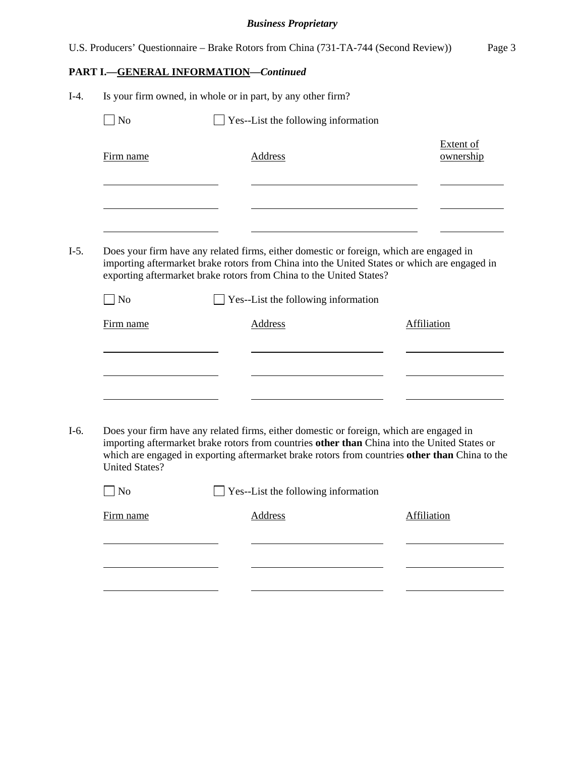## PART I.—GENERAL INFORMATION—*Continued*

I-4. Is your firm owned, in whole or in part, by any other firm?

☐ No ☐ Yes--List the following information

| Firm name | Address | Extent of ownership |
|---|---|---|
| | | |
| | | |
| | | |

I-5. Does your firm have any related firms, either domestic or foreign, which are engaged in importing aftermarket brake rotors from China into the United States or which are engaged in exporting aftermarket brake rotors from China to the United States?

☐ No ☐ Yes--List the following information

| Firm name | Address | Affiliation |
|---|---|---|
| | | |
| | | |
| | | |

I-6. Does your firm have any related firms, either domestic or foreign, which are engaged in importing aftermarket brake rotors from countries **other than** China into the United States or which are engaged in exporting aftermarket brake rotors from countries **other than** China to the United States?

☐ No ☐ Yes--List the following information

| Firm name | Address | Affiliation |
|---|---|---|
| | | |
| | | |
| | | |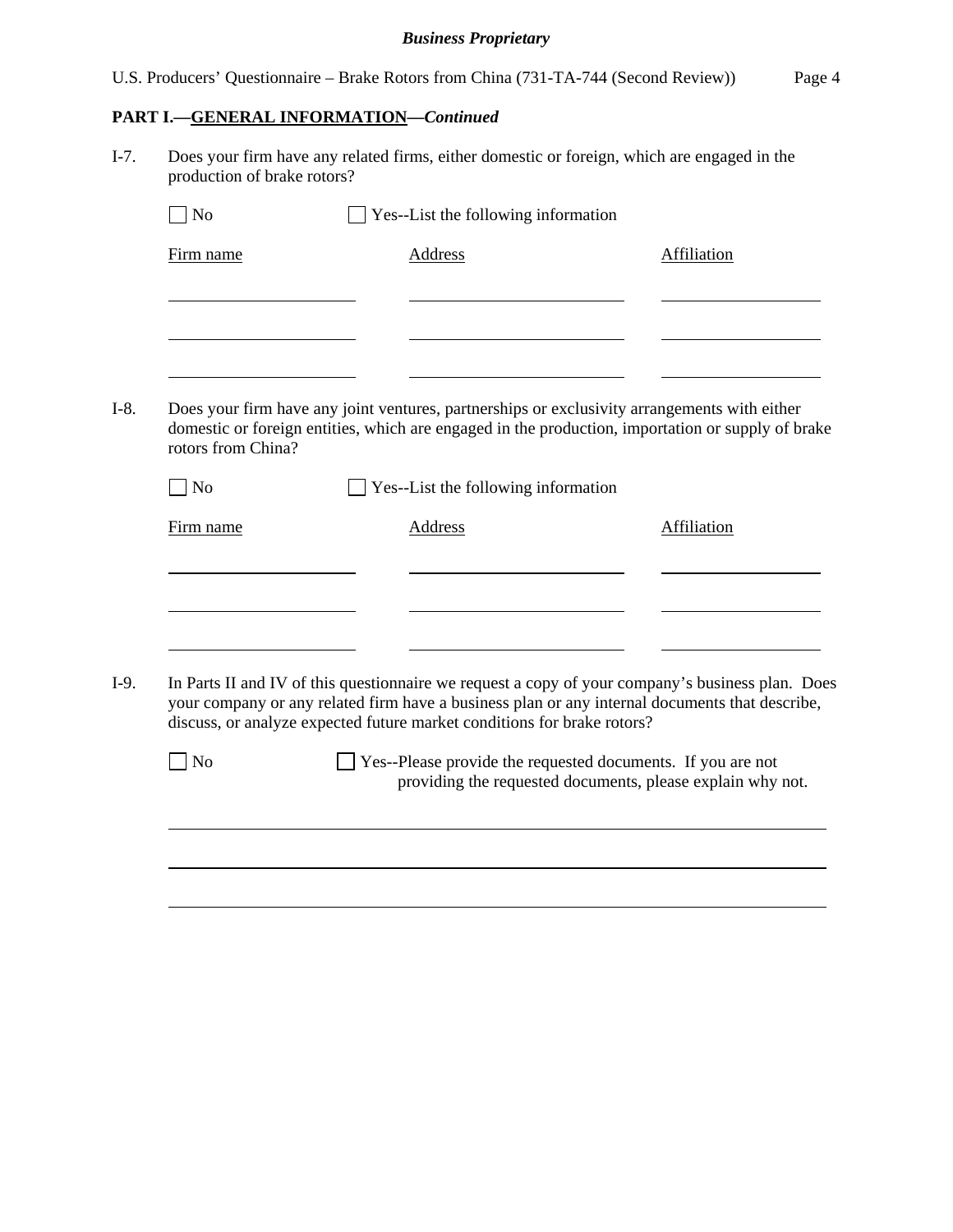## PART I.—GENERAL INFORMATION—*Continued*

I-7. Does your firm have any related firms, either domestic or foreign, which are engaged in the production of brake rotors?

☐ No ☐ Yes--List the following information

| Firm name | Address | Affiliation |
|---|---|---|
| | | |
| | | |
| | | |

I-8. Does your firm have any joint ventures, partnerships or exclusivity arrangements with either domestic or foreign entities, which are engaged in the production, importation or supply of brake rotors from China?

☐ No ☐ Yes--List the following information

| Firm name | Address | Affiliation |
|---|---|---|
| | | |
| | | |
| | | |

I-9. In Parts II and IV of this questionnaire we request a copy of your company's business plan. Does your company or any related firm have a business plan or any internal documents that describe, discuss, or analyze expected future market conditions for brake rotors?

☐ No ☐ Yes--Please provide the requested documents. If you are not providing the requested documents, please explain why not.

\_\_\_\_\_\_\_\_\_\_\_\_\_\_\_\_\_\_\_\_\_\_\_\_\_\_\_\_\_\_\_\_\_\_\_\_\_\_\_\_\_\_\_\_\_\_\_\_\_\_\_\_\_\_\_\_\_\_\_\_

\_\_\_\_\_\_\_\_\_\_\_\_\_\_\_\_\_\_\_\_\_\_\_\_\_\_\_\_\_\_\_\_\_\_\_\_\_\_\_\_\_\_\_\_\_\_\_\_\_\_\_\_\_\_\_\_\_\_\_\_

\_\_\_\_\_\_\_\_\_\_\_\_\_\_\_\_\_\_\_\_\_\_\_\_\_\_\_\_\_\_\_\_\_\_\_\_\_\_\_\_\_\_\_\_\_\_\_\_\_\_\_\_\_\_\_\_\_\_\_\_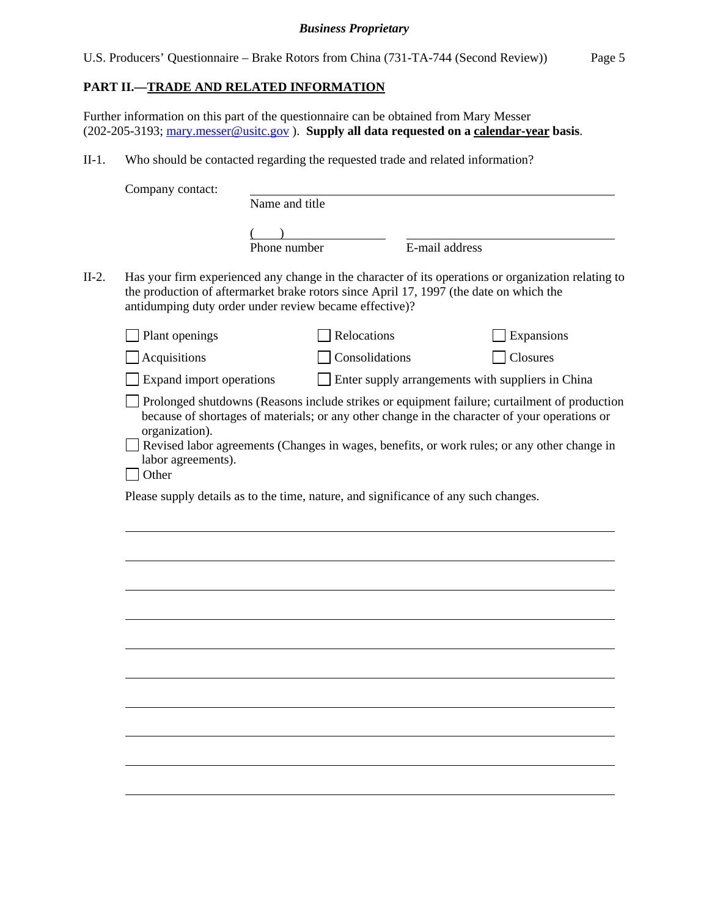## PART II.—TRADE AND RELATED INFORMATION

Further information on this part of the questionnaire can be obtained from Mary Messer (202-205-3193; mary.messer@usitc.gov ). **Supply all data requested on a calendar-year basis**.

II-1. Who should be contacted regarding the requested trade and related information?

Company contact: ______________________________
Name and title

( ) ______________________________ ______________________________
Phone number E-mail address

II-2. Has your firm experienced any change in the character of its operations or organization relating to the production of aftermarket brake rotors since April 17, 1997 (the date on which the antidumping duty order under review became effective)?

☐ Plant openings ☐ Relocations ☐ Expansions

☐ Acquisitions ☐ Consolidations ☐ Closures

☐ Expand import operations ☐ Enter supply arrangements with suppliers in China

☐ Prolonged shutdowns (Reasons include strikes or equipment failure; curtailment of production because of shortages of materials; or any other change in the character of your operations or organization).

☐ Revised labor agreements (Changes in wages, benefits, or work rules; or any other change in labor agreements).

☐ Other

Please supply details as to the time, nature, and significance of any such changes.

______________________________

______________________________

______________________________

______________________________

______________________________

______________________________

______________________________

______________________________

______________________________

______________________________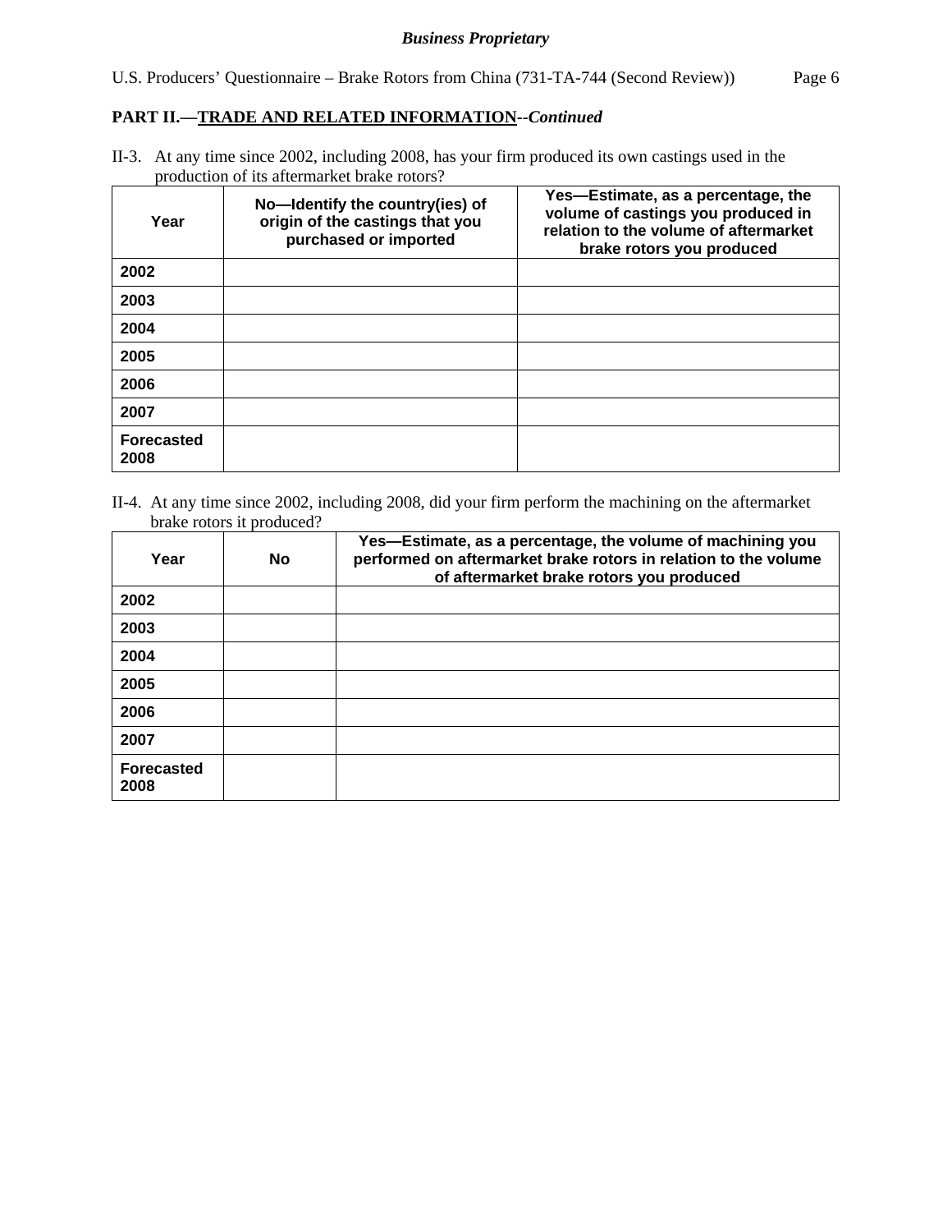**PART II.—TRADE AND RELATED INFORMATION**--*Continued*

II-3. At any time since 2002, including 2008, has your firm produced its own castings used in the production of its aftermarket brake rotors?

| Year | No—Identify the country(ies) of origin of the castings that you purchased or imported | Yes—Estimate, as a percentage, the volume of castings you produced in relation to the volume of aftermarket brake rotors you produced |
|---|---|---|
| 2002 | | |
| 2003 | | |
| 2004 | | |
| 2005 | | |
| 2006 | | |
| 2007 | | |
| Forecasted 2008 | | |

II-4. At any time since 2002, including 2008, did your firm perform the machining on the aftermarket brake rotors it produced?

| Year | No | Yes—Estimate, as a percentage, the volume of machining you performed on aftermarket brake rotors in relation to the volume of aftermarket brake rotors you produced |
|---|---|---|
| 2002 | | |
| 2003 | | |
| 2004 | | |
| 2005 | | |
| 2006 | | |
| 2007 | | |
| Forecasted 2008 | | |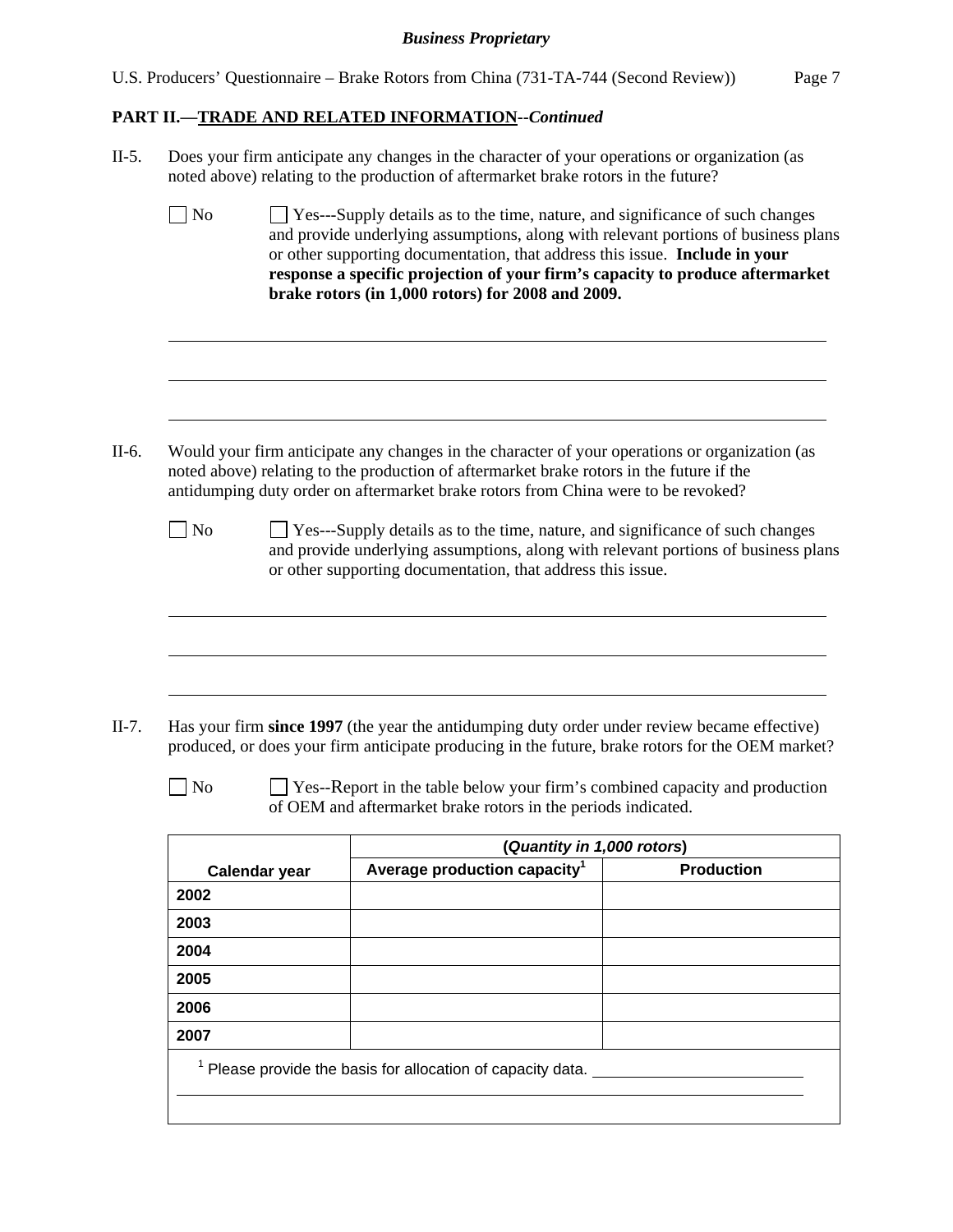**PART II.—TRADE AND RELATED INFORMATION**--*Continued*

II-5. Does your firm anticipate any changes in the character of your operations or organization (as noted above) relating to the production of aftermarket brake rotors in the future?

☐ No ☐ Yes---Supply details as to the time, nature, and significance of such changes and provide underlying assumptions, along with relevant portions of business plans or other supporting documentation, that address this issue. **Include in your response a specific projection of your firm's capacity to produce aftermarket brake rotors (in 1,000 rotors) for 2008 and 2009.**

II-6. Would your firm anticipate any changes in the character of your operations or organization (as noted above) relating to the production of aftermarket brake rotors in the future if the antidumping duty order on aftermarket brake rotors from China were to be revoked?

☐ No ☐ Yes---Supply details as to the time, nature, and significance of such changes and provide underlying assumptions, along with relevant portions of business plans or other supporting documentation, that address this issue.

II-7. Has your firm **since 1997** (the year the antidumping duty order under review became effective) produced, or does your firm anticipate producing in the future, brake rotors for the OEM market?

☐ No ☐ Yes--Report in the table below your firm's combined capacity and production of OEM and aftermarket brake rotors in the periods indicated.

| | **(*Quantity in 1,000 rotors*)** | |
|---|---|---|
| **Calendar year** | **Average production capacity[1]** | **Production** |
| **2002** | | |
| **2003** | | |
| **2004** | | |
| **2005** | | |
| **2006** | | |
| **2007** | | |

[1] Please provide the basis for allocation of capacity data.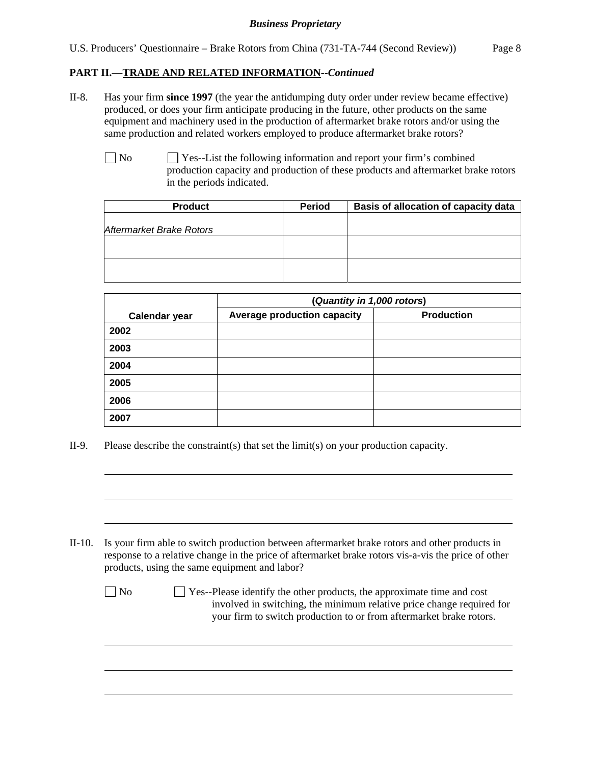**PART II.—TRADE AND RELATED INFORMATION--*Continued***

II-8. Has your firm **since 1997** (the year the antidumping duty order under review became effective) produced, or does your firm anticipate producing in the future, other products on the same equipment and machinery used in the production of aftermarket brake rotors and/or using the same production and related workers employed to produce aftermarket brake rotors?

☐ No ☐ Yes--List the following information and report your firm's combined production capacity and production of these products and aftermarket brake rotors in the periods indicated.

| Product | Period | Basis of allocation of capacity data |
|---|---|---|
| *Aftermarket Brake Rotors* | | |
| | | |
| | | |

| Calendar year | (*Quantity in 1,000 rotors*) | |
|---|---|---|
| | Average production capacity | Production |
| **2002** | | |
| **2003** | | |
| **2004** | | |
| **2005** | | |
| **2006** | | |
| **2007** | | |

II-9. Please describe the constraint(s) that set the limit(s) on your production capacity.

\_\_\_\_\_\_\_\_\_\_\_\_\_\_\_\_\_\_\_\_\_\_\_\_\_\_\_\_\_\_\_\_\_\_\_\_\_\_\_\_\_\_\_\_\_\_\_\_\_\_\_\_\_\_\_\_\_\_\_\_

\_\_\_\_\_\_\_\_\_\_\_\_\_\_\_\_\_\_\_\_\_\_\_\_\_\_\_\_\_\_\_\_\_\_\_\_\_\_\_\_\_\_\_\_\_\_\_\_\_\_\_\_\_\_\_\_\_\_\_\_

\_\_\_\_\_\_\_\_\_\_\_\_\_\_\_\_\_\_\_\_\_\_\_\_\_\_\_\_\_\_\_\_\_\_\_\_\_\_\_\_\_\_\_\_\_\_\_\_\_\_\_\_\_\_\_\_\_\_\_\_

II-10. Is your firm able to switch production between aftermarket brake rotors and other products in response to a relative change in the price of aftermarket brake rotors vis-a-vis the price of other products, using the same equipment and labor?

☐ No ☐ Yes--Please identify the other products, the approximate time and cost involved in switching, the minimum relative price change required for your firm to switch production to or from aftermarket brake rotors.

\_\_\_\_\_\_\_\_\_\_\_\_\_\_\_\_\_\_\_\_\_\_\_\_\_\_\_\_\_\_\_\_\_\_\_\_\_\_\_\_\_\_\_\_\_\_\_\_\_\_\_\_\_\_\_\_\_\_\_\_

\_\_\_\_\_\_\_\_\_\_\_\_\_\_\_\_\_\_\_\_\_\_\_\_\_\_\_\_\_\_\_\_\_\_\_\_\_\_\_\_\_\_\_\_\_\_\_\_\_\_\_\_\_\_\_\_\_\_\_\_

\_\_\_\_\_\_\_\_\_\_\_\_\_\_\_\_\_\_\_\_\_\_\_\_\_\_\_\_\_\_\_\_\_\_\_\_\_\_\_\_\_\_\_\_\_\_\_\_\_\_\_\_\_\_\_\_\_\_\_\_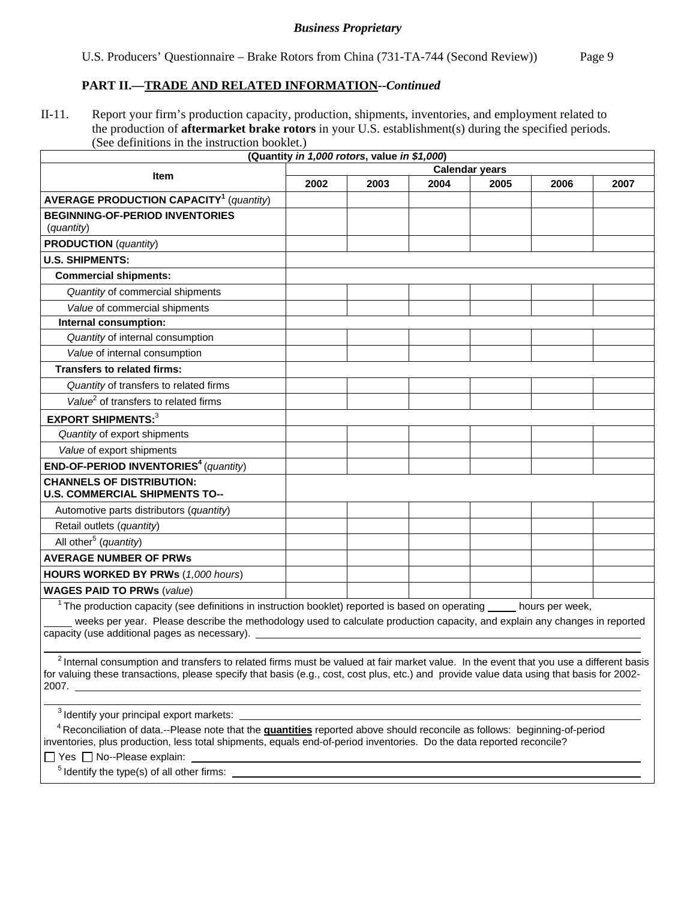*Business Proprietary*

U.S. Producers' Questionnaire – Brake Rotors from China (731-TA-744 (Second Review))

## PART II.—TRADE AND RELATED INFORMATION--*Continued*

II-11. Report your firm's production capacity, production, shipments, inventories, and employment related to the production of **aftermarket brake rotors** in your U.S. establishment(s) during the specified periods. (See definitions in the instruction booklet.)

| (Quantity *in 1,000 rotors*, value *in $1,000*) | | | | | | |
|---|---|---|---|---|---|---|
| **Item** | **Calendar years** | | | | | |
| | **2002** | **2003** | **2004** | **2005** | **2006** | **2007** |
| **AVERAGE PRODUCTION CAPACITY[1]** (*quantity*) | | | | | | |
| **BEGINNING-OF-PERIOD INVENTORIES** (*quantity*) | | | | | | |
| **PRODUCTION** (*quantity*) | | | | | | |
| **U.S. SHIPMENTS:** | | | | | | |
| **Commercial shipments:** | | | | | | |
| *Quantity* of commercial shipments | | | | | | |
| *Value* of commercial shipments | | | | | | |
| **Internal consumption:** | | | | | | |
| *Quantity* of internal consumption | | | | | | |
| *Value* of internal consumption | | | | | | |
| **Transfers to related firms:** | | | | | | |
| *Quantity* of transfers to related firms | | | | | | |
| *Value*[2] of transfers to related firms | | | | | | |
| **EXPORT SHIPMENTS:**[3] | | | | | | |
| *Quantity* of export shipments | | | | | | |
| *Value* of export shipments | | | | | | |
| **END-OF-PERIOD INVENTORIES[4]** (*quantity*) | | | | | | |
| **CHANNELS OF DISTRIBUTION: U.S. COMMERCIAL SHIPMENTS TO--** | | | | | | |
| Automotive parts distributors (*quantity*) | | | | | | |
| Retail outlets (*quantity*) | | | | | | |
| All other[5] (*quantity*) | | | | | | |
| **AVERAGE NUMBER OF PRWs** | | | | | | |
| **HOURS WORKED BY PRWs** (*1,000 hours*) | | | | | | |
| **WAGES PAID TO PRWs** (*value*) | | | | | | |

[1] The production capacity (see definitions in instruction booklet) reported is based on operating _____ hours per week, _____ weeks per year. Please describe the methodology used to calculate production capacity, and explain any changes in reported capacity (use additional pages as necessary). ____________________

[2] Internal consumption and transfers to related firms must be valued at fair market value. In the event that you use a different basis for valuing these transactions, please specify that basis (e.g., cost, cost plus, etc.) and provide value data using that basis for 2002-2007. ____________________

[3] Identify your principal export markets: ____________________

[4] Reconciliation of data.--Please note that the **quantities** reported above should reconcile as follows: beginning-of-period inventories, plus production, less total shipments, equals end-of-period inventories. Do the data reported reconcile?

☐ Yes ☐ No--Please explain: ____________________

[5] Identify the type(s) of all other firms: ____________________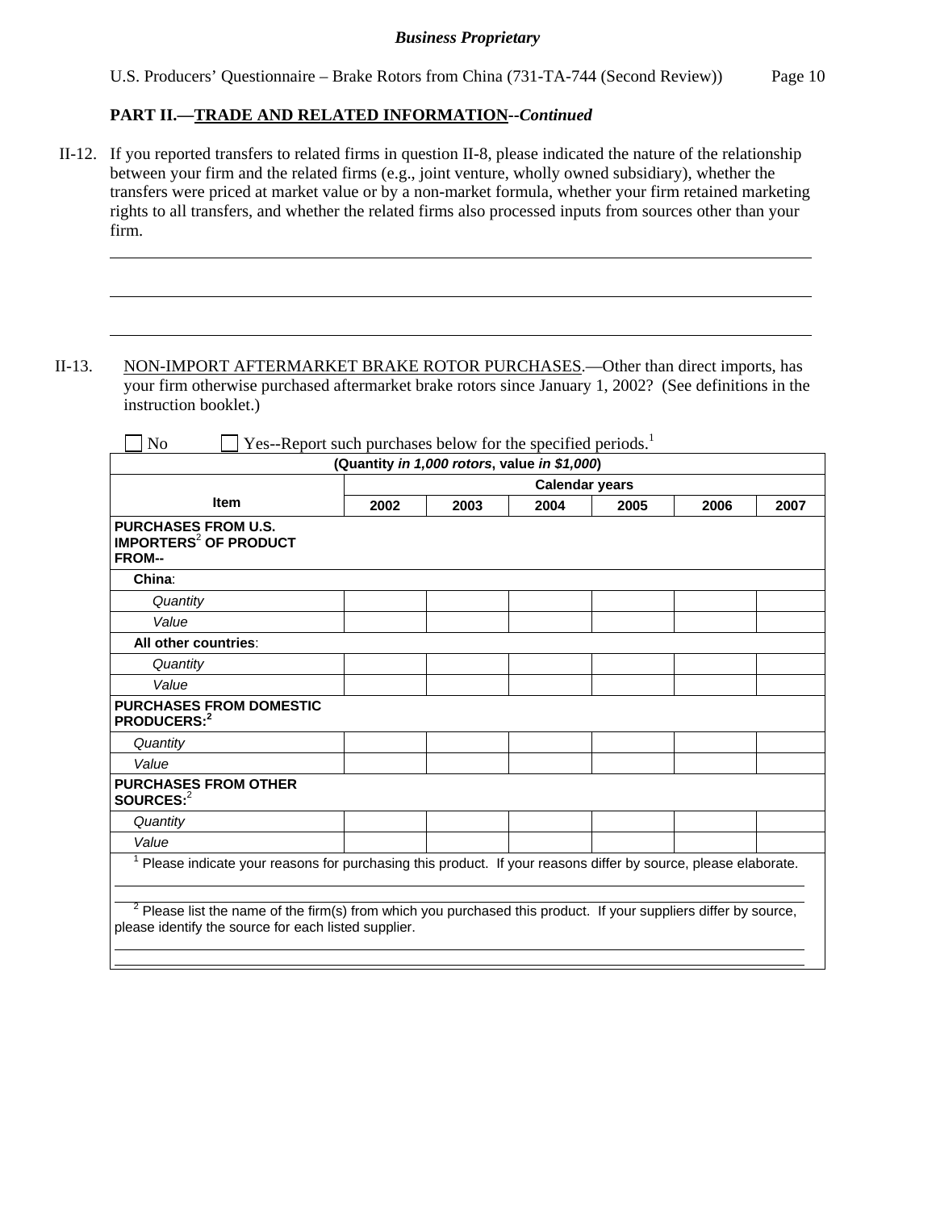*Business Proprietary*

**PART II.—TRADE AND RELATED INFORMATION--*Continued***

II-12. If you reported transfers to related firms in question II-8, please indicated the nature of the relationship between your firm and the related firms (e.g., joint venture, wholly owned subsidiary), whether the transfers were priced at market value or by a non-market formula, whether your firm retained marketing rights to all transfers, and whether the related firms also processed inputs from sources other than your firm.

______________________________________________________________________________

______________________________________________________________________________

______________________________________________________________________________

II-13. NON-IMPORT AFTERMARKET BRAKE ROTOR PURCHASES.—Other than direct imports, has your firm otherwise purchased aftermarket brake rotors since January 1, 2002? (See definitions in the instruction booklet.)

☐ No ☐ Yes--Report such purchases below for the specified periods.[1]

| (Quantity *in 1,000 rotors*, value *in $1,000*) | | | | | | |
|---|---|---|---|---|---|---|
| | Calendar years | | | | | |
| Item | 2002 | 2003 | 2004 | 2005 | 2006 | 2007 |
| **PURCHASES FROM U.S. IMPORTERS[2] OF PRODUCT FROM--** | | | | | | |
| **China**: | | | | | | |
| *Quantity* | | | | | | |
| *Value* | | | | | | |
| **All other countries**: | | | | | | |
| *Quantity* | | | | | | |
| *Value* | | | | | | |
| **PURCHASES FROM DOMESTIC PRODUCERS:[2]** | | | | | | |
| *Quantity* | | | | | | |
| *Value* | | | | | | |
| **PURCHASES FROM OTHER SOURCES:[2]** | | | | | | |
| *Quantity* | | | | | | |
| *Value* | | | | | | |

[1] Please indicate your reasons for purchasing this product. If your reasons differ by source, please elaborate.

______________________________________________________________________________

[2] Please list the name of the firm(s) from which you purchased this product. If your suppliers differ by source, please identify the source for each listed supplier.

______________________________________________________________________________

______________________________________________________________________________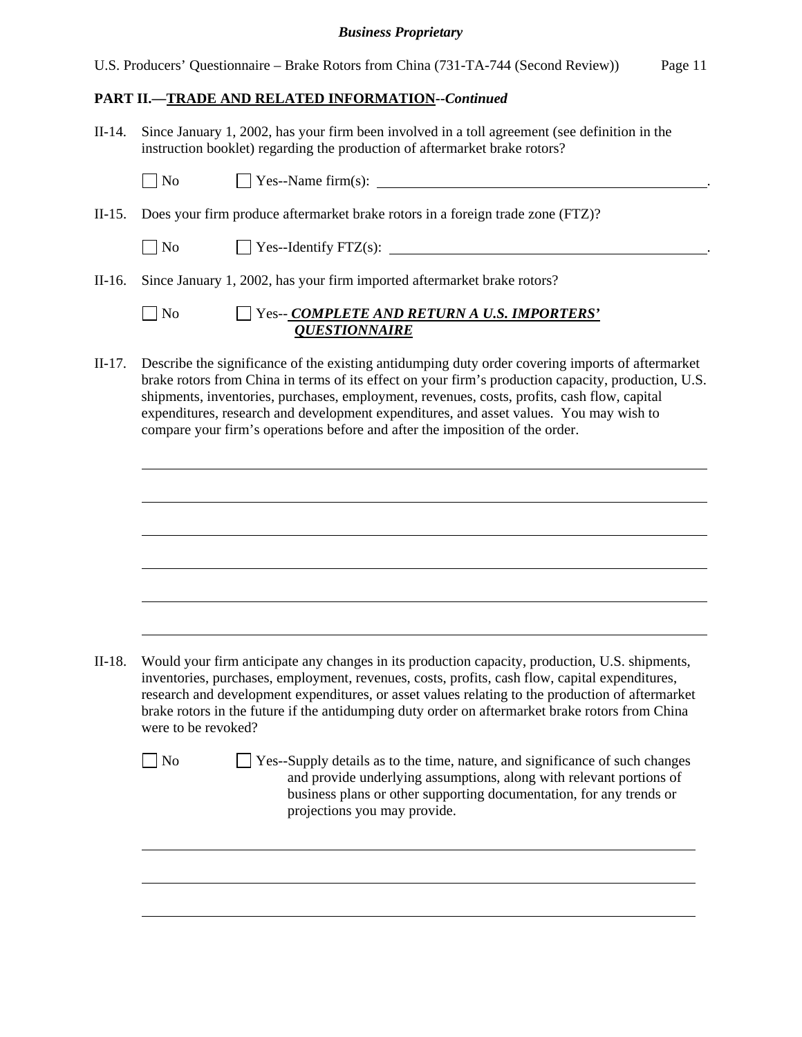**PART II.—TRADE AND RELATED INFORMATION--*Continued***

II-14. Since January 1, 2002, has your firm been involved in a toll agreement (see definition in the instruction booklet) regarding the production of aftermarket brake rotors?

☐ No ☐ Yes--Name firm(s): ______________________________________________.

II-15. Does your firm produce aftermarket brake rotors in a foreign trade zone (FTZ)?

☐ No ☐ Yes--Identify FTZ(s): ______________________________________________.

II-16. Since January 1, 2002, has your firm imported aftermarket brake rotors?

☐ No ☐ Yes-- ***COMPLETE AND RETURN A U.S. IMPORTERS' QUESTIONNAIRE***

II-17. Describe the significance of the existing antidumping duty order covering imports of aftermarket brake rotors from China in terms of its effect on your firm's production capacity, production, U.S. shipments, inventories, purchases, employment, revenues, costs, profits, cash flow, capital expenditures, research and development expenditures, and asset values. You may wish to compare your firm's operations before and after the imposition of the order.

______________________________________________________________________________

______________________________________________________________________________

______________________________________________________________________________

______________________________________________________________________________

______________________________________________________________________________

______________________________________________________________________________

II-18. Would your firm anticipate any changes in its production capacity, production, U.S. shipments, inventories, purchases, employment, revenues, costs, profits, cash flow, capital expenditures, research and development expenditures, or asset values relating to the production of aftermarket brake rotors in the future if the antidumping duty order on aftermarket brake rotors from China were to be revoked?

☐ No ☐ Yes--Supply details as to the time, nature, and significance of such changes and provide underlying assumptions, along with relevant portions of business plans or other supporting documentation, for any trends or projections you may provide.

______________________________________________________________________________

______________________________________________________________________________

______________________________________________________________________________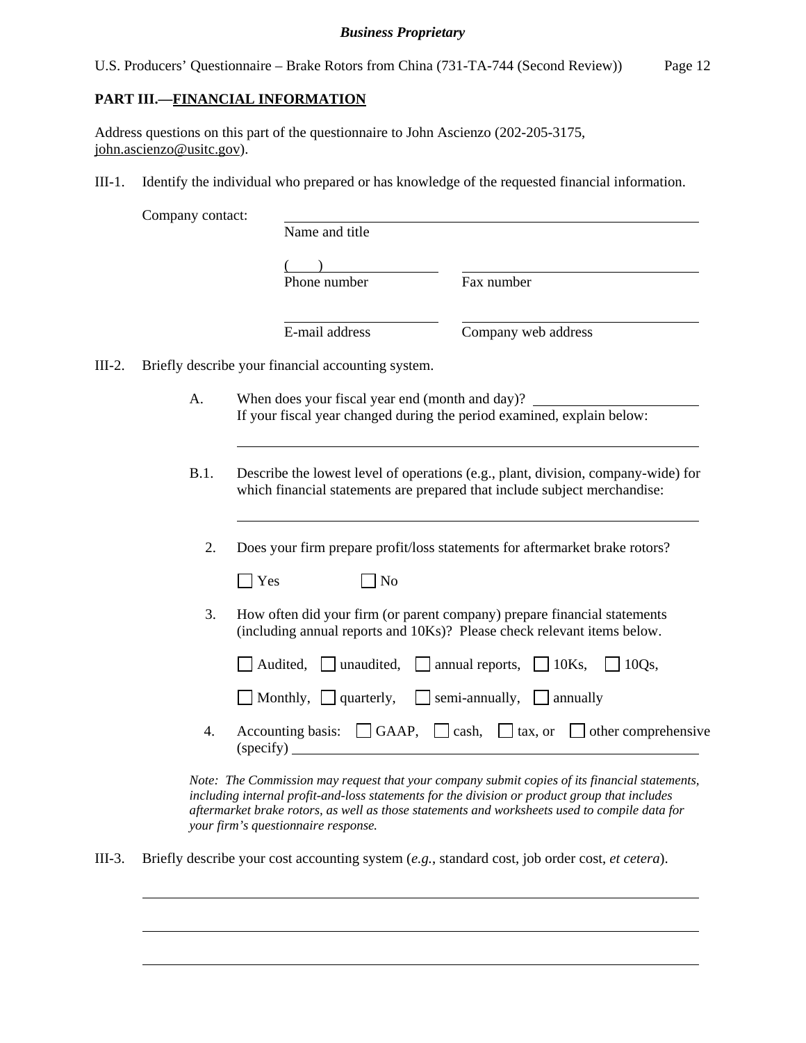## PART III.—FINANCIAL INFORMATION

Address questions on this part of the questionnaire to John Ascienzo (202-205-3175, john.ascienzo@usitc.gov).

III-1. Identify the individual who prepared or has knowledge of the requested financial information.

Company contact: ______________________________
Name and title

( ) ______________ ______________
Phone number Fax number

______________ ______________
E-mail address Company web address

III-2. Briefly describe your financial accounting system.

A. When does your fiscal year end (month and day)? ______________
If your fiscal year changed during the period examined, explain below:

______________________________

B.1. Describe the lowest level of operations (e.g., plant, division, company-wide) for which financial statements are prepared that include subject merchandise:

______________________________

2. Does your firm prepare profit/loss statements for aftermarket brake rotors?

☐ Yes ☐ No

3. How often did your firm (or parent company) prepare financial statements (including annual reports and 10Ks)? Please check relevant items below.

☐ Audited, ☐ unaudited, ☐ annual reports, ☐ 10Ks, ☐ 10Qs,

☐ Monthly, ☐ quarterly, ☐ semi-annually, ☐ annually

4. Accounting basis: ☐ GAAP, ☐ cash, ☐ tax, or ☐ other comprehensive (specify) ______________

*Note: The Commission may request that your company submit copies of its financial statements, including internal profit-and-loss statements for the division or product group that includes aftermarket brake rotors, as well as those statements and worksheets used to compile data for your firm's questionnaire response.*

III-3. Briefly describe your cost accounting system (*e.g.*, standard cost, job order cost, *et cetera*).

______________________________

______________________________

______________________________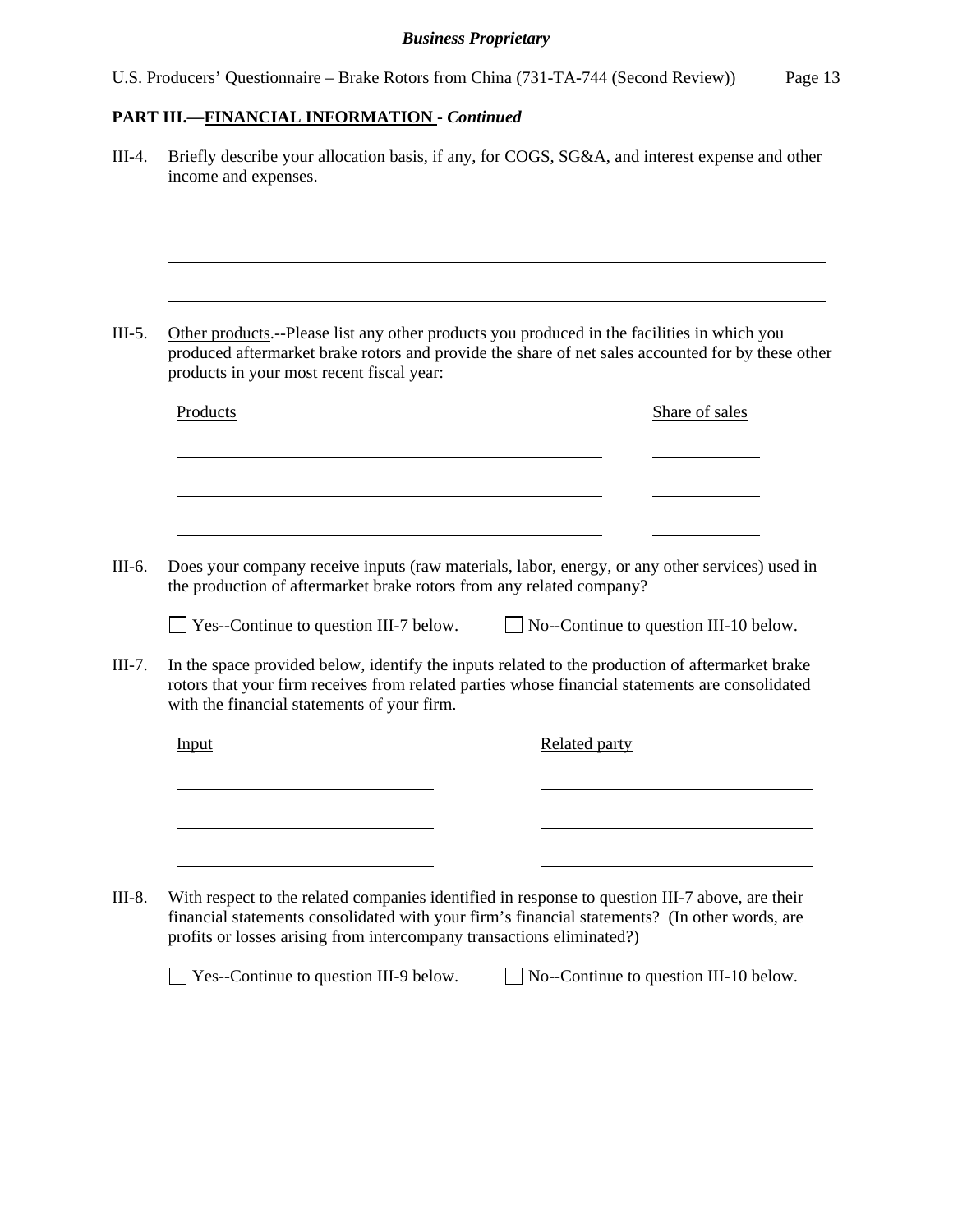**PART III.—FINANCIAL INFORMATION - *Continued***

III-4. Briefly describe your allocation basis, if any, for COGS, SG&A, and interest expense and other income and expenses.

______________________________________________________________________

______________________________________________________________________

______________________________________________________________________

III-5. Other products.--Please list any other products you produced in the facilities in which you produced aftermarket brake rotors and provide the share of net sales accounted for by these other products in your most recent fiscal year:

| Products | Share of sales |
|---|---|
| | |
| | |
| | |

III-6. Does your company receive inputs (raw materials, labor, energy, or any other services) used in the production of aftermarket brake rotors from any related company?

☐ Yes--Continue to question III-7 below. ☐ No--Continue to question III-10 below.

III-7. In the space provided below, identify the inputs related to the production of aftermarket brake rotors that your firm receives from related parties whose financial statements are consolidated with the financial statements of your firm.

| Input | Related party |
|---|---|
| | |
| | |
| | |

III-8. With respect to the related companies identified in response to question III-7 above, are their financial statements consolidated with your firm's financial statements? (In other words, are profits or losses arising from intercompany transactions eliminated?)

☐ Yes--Continue to question III-9 below. ☐ No--Continue to question III-10 below.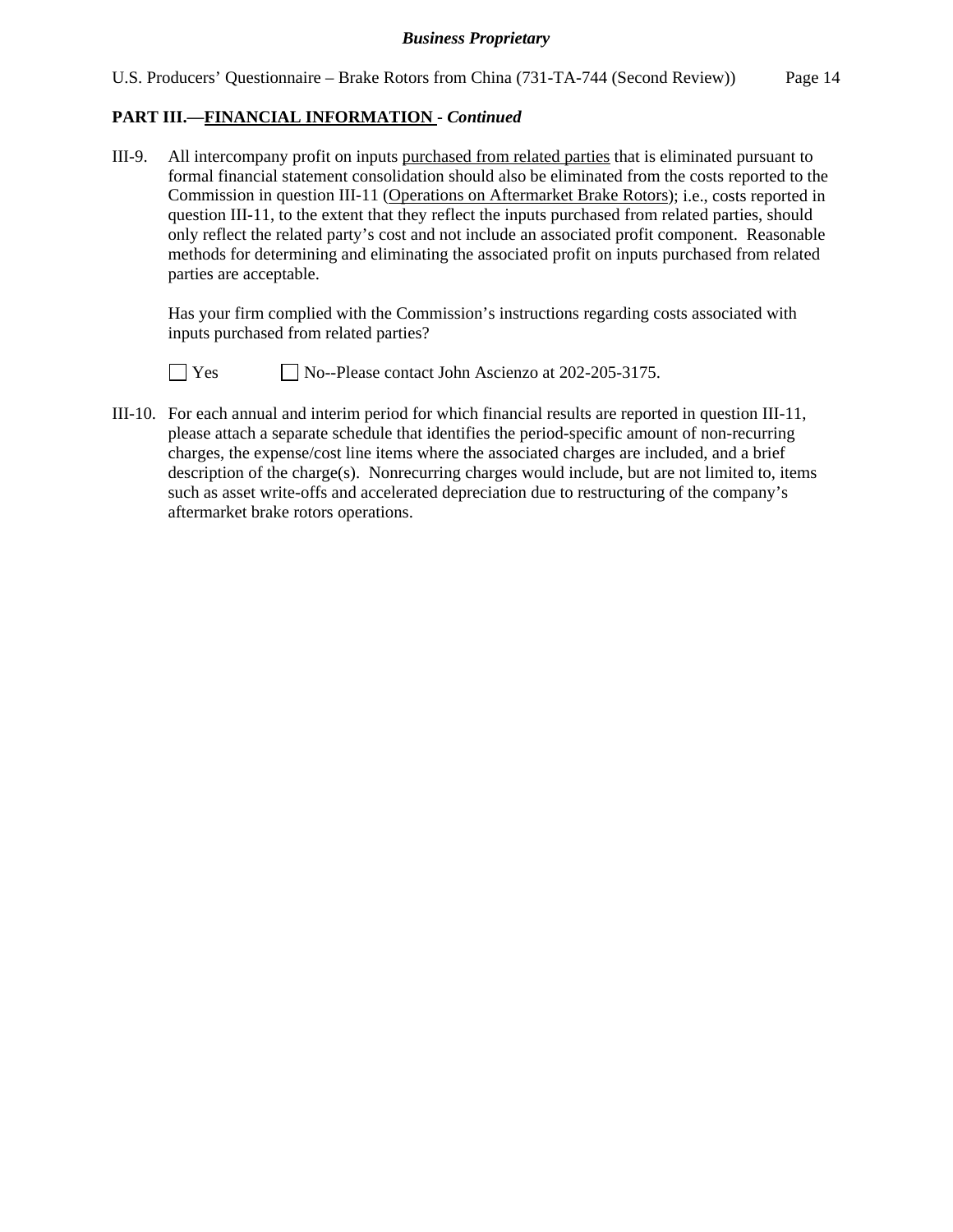## PART III.—FINANCIAL INFORMATION - *Continued*

III-9. All intercompany profit on inputs purchased from related parties that is eliminated pursuant to formal financial statement consolidation should also be eliminated from the costs reported to the Commission in question III-11 (Operations on Aftermarket Brake Rotors); i.e., costs reported in question III-11, to the extent that they reflect the inputs purchased from related parties, should only reflect the related party's cost and not include an associated profit component. Reasonable methods for determining and eliminating the associated profit on inputs purchased from related parties are acceptable.

Has your firm complied with the Commission's instructions regarding costs associated with inputs purchased from related parties?

☐ Yes ☐ No--Please contact John Ascienzo at 202-205-3175.

III-10. For each annual and interim period for which financial results are reported in question III-11, please attach a separate schedule that identifies the period-specific amount of non-recurring charges, the expense/cost line items where the associated charges are included, and a brief description of the charge(s). Nonrecurring charges would include, but are not limited to, items such as asset write-offs and accelerated depreciation due to restructuring of the company's aftermarket brake rotors operations.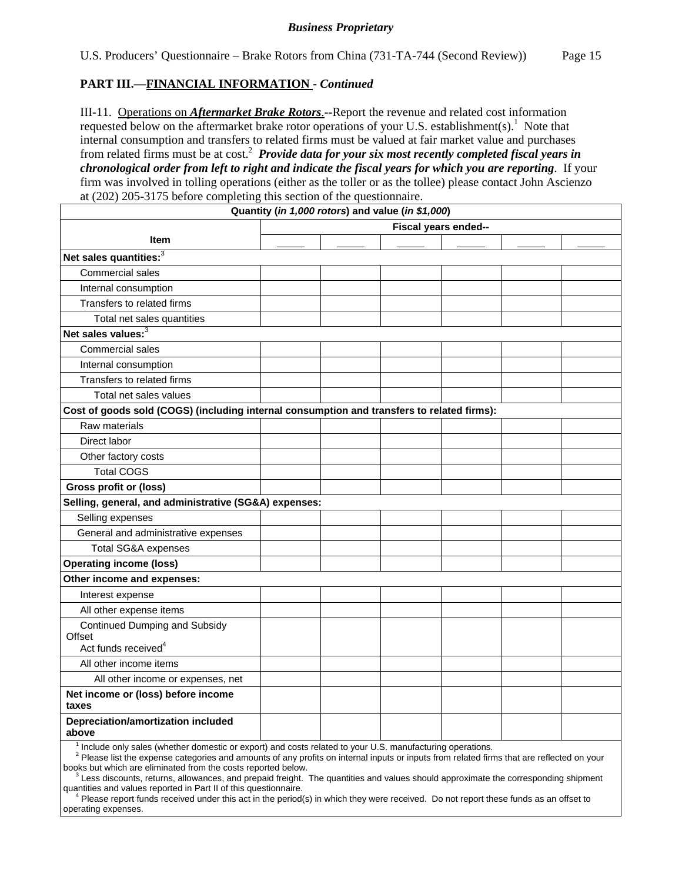*Business Proprietary*

U.S. Producers' Questionnaire – Brake Rotors from China (731-TA-744 (Second Review))

**PART III.—FINANCIAL INFORMATION - *Continued***

III-11. Operations on ***Aftermarket Brake Rotors***.--Report the revenue and related cost information requested below on the aftermarket brake rotor operations of your U.S. establishment(s).[1] Note that internal consumption and transfers to related firms must be valued at fair market value and purchases from related firms must be at cost.[2] ***Provide data for your six most recently completed fiscal years in chronological order from left to right and indicate the fiscal years for which you are reporting***. If your firm was involved in tolling operations (either as the toller or as the tollee) please contact John Ascienzo at (202) 205-3175 before completing this section of the questionnaire.

| Quantity (*in 1,000 rotors*) and value (*in $1,000*) | | | | | | |
|---|---|---|---|---|---|---|
| **Item** | **Fiscal years ended--** | | | | | |
| | _____ | _____ | _____ | _____ | _____ | _____ |
| **Net sales quantities:**[3] | | | | | | |
| Commercial sales | | | | | | |
| Internal consumption | | | | | | |
| Transfers to related firms | | | | | | |
| Total net sales quantities | | | | | | |
| **Net sales values:**[3] | | | | | | |
| Commercial sales | | | | | | |
| Internal consumption | | | | | | |
| Transfers to related firms | | | | | | |
| Total net sales values | | | | | | |
| **Cost of goods sold (COGS) (including internal consumption and transfers to related firms):** | | | | | | |
| Raw materials | | | | | | |
| Direct labor | | | | | | |
| Other factory costs | | | | | | |
| Total COGS | | | | | | |
| **Gross profit or (loss)** | | | | | | |
| **Selling, general, and administrative (SG&A) expenses:** | | | | | | |
| Selling expenses | | | | | | |
| General and administrative expenses | | | | | | |
| Total SG&A expenses | | | | | | |
| **Operating income (loss)** | | | | | | |
| **Other income and expenses:** | | | | | | |
| Interest expense | | | | | | |
| All other expense items | | | | | | |
| Continued Dumping and Subsidy Offset Act funds received[4] | | | | | | |
| All other income items | | | | | | |
| All other income or expenses, net | | | | | | |
| **Net income or (loss) before income taxes** | | | | | | |
| **Depreciation/amortization included above** | | | | | | |

[1] Include only sales (whether domestic or export) and costs related to your U.S. manufacturing operations.
[2] Please list the expense categories and amounts of any profits on internal inputs or inputs from related firms that are reflected on your books but which are eliminated from the costs reported below.
[3] Less discounts, returns, allowances, and prepaid freight. The quantities and values should approximate the corresponding shipment quantities and values reported in Part II of this questionnaire.
[4] Please report funds received under this act in the period(s) in which they were received. Do not report these funds as an offset to operating expenses.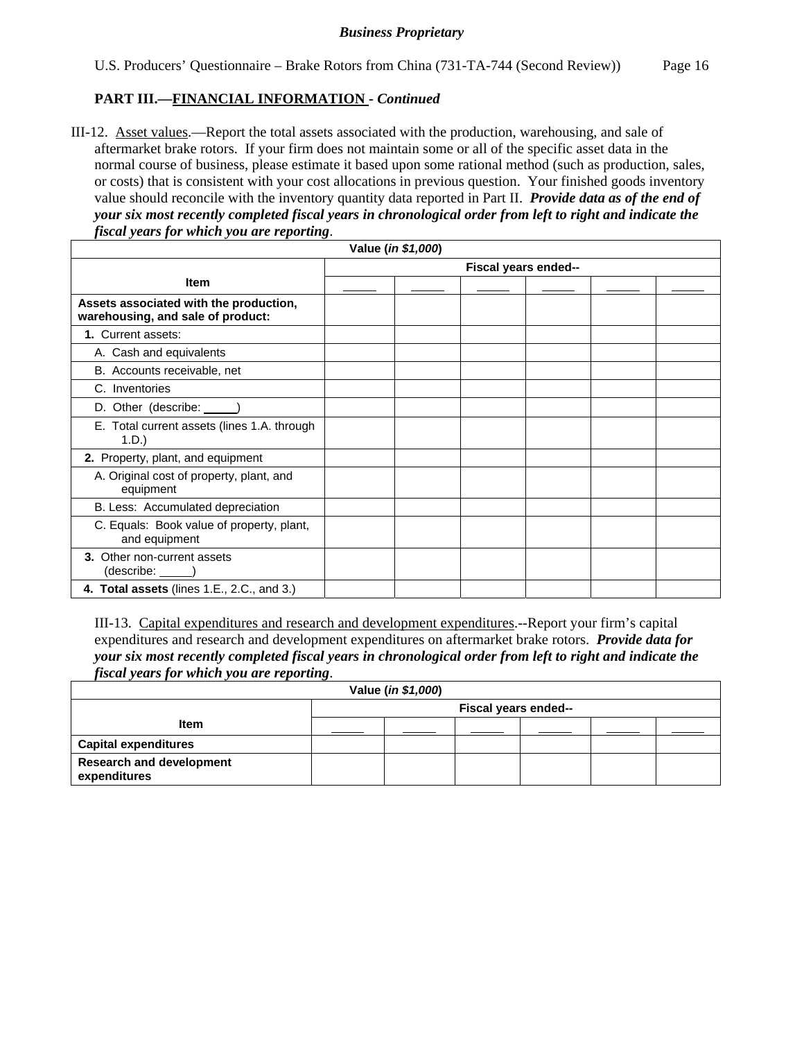PART III.—FINANCIAL INFORMATION - *Continued*

III-12. Asset values.—Report the total assets associated with the production, warehousing, and sale of aftermarket brake rotors. If your firm does not maintain some or all of the specific asset data in the normal course of business, please estimate it based upon some rational method (such as production, sales, or costs) that is consistent with your cost allocations in previous question. Your finished goods inventory value should reconcile with the inventory quantity data reported in Part II. ***Provide data as of the end of your six most recently completed fiscal years in chronological order from left to right and indicate the fiscal years for which you are reporting***.

| Value (*in $1,000*) | | | | | | |
|---|---|---|---|---|---|---|
| Item | Fiscal years ended-- | | | | | |
| | _____ | _____ | _____ | _____ | _____ | _____ |
| **Assets associated with the production, warehousing, and sale of product:** | | | | | | |
| **1.** Current assets: | | | | | | |
| A. Cash and equivalents | | | | | | |
| B. Accounts receivable, net | | | | | | |
| C. Inventories | | | | | | |
| D. Other (describe: _____) | | | | | | |
| E. Total current assets (lines 1.A. through 1.D.) | | | | | | |
| **2.** Property, plant, and equipment | | | | | | |
| A. Original cost of property, plant, and equipment | | | | | | |
| B. Less: Accumulated depreciation | | | | | | |
| C. Equals: Book value of property, plant, and equipment | | | | | | |
| **3.** Other non-current assets (describe: _____) | | | | | | |
| **4. Total assets** (lines 1.E., 2.C., and 3.) | | | | | | |

III-13. Capital expenditures and research and development expenditures.--Report your firm's capital expenditures and research and development expenditures on aftermarket brake rotors. ***Provide data for your six most recently completed fiscal years in chronological order from left to right and indicate the fiscal years for which you are reporting***.

| Value (*in $1,000*) | | | | | | |
|---|---|---|---|---|---|---|
| Item | Fiscal years ended-- | | | | | |
| | _____ | _____ | _____ | _____ | _____ | _____ |
| **Capital expenditures** | | | | | | |
| **Research and development expenditures** | | | | | | |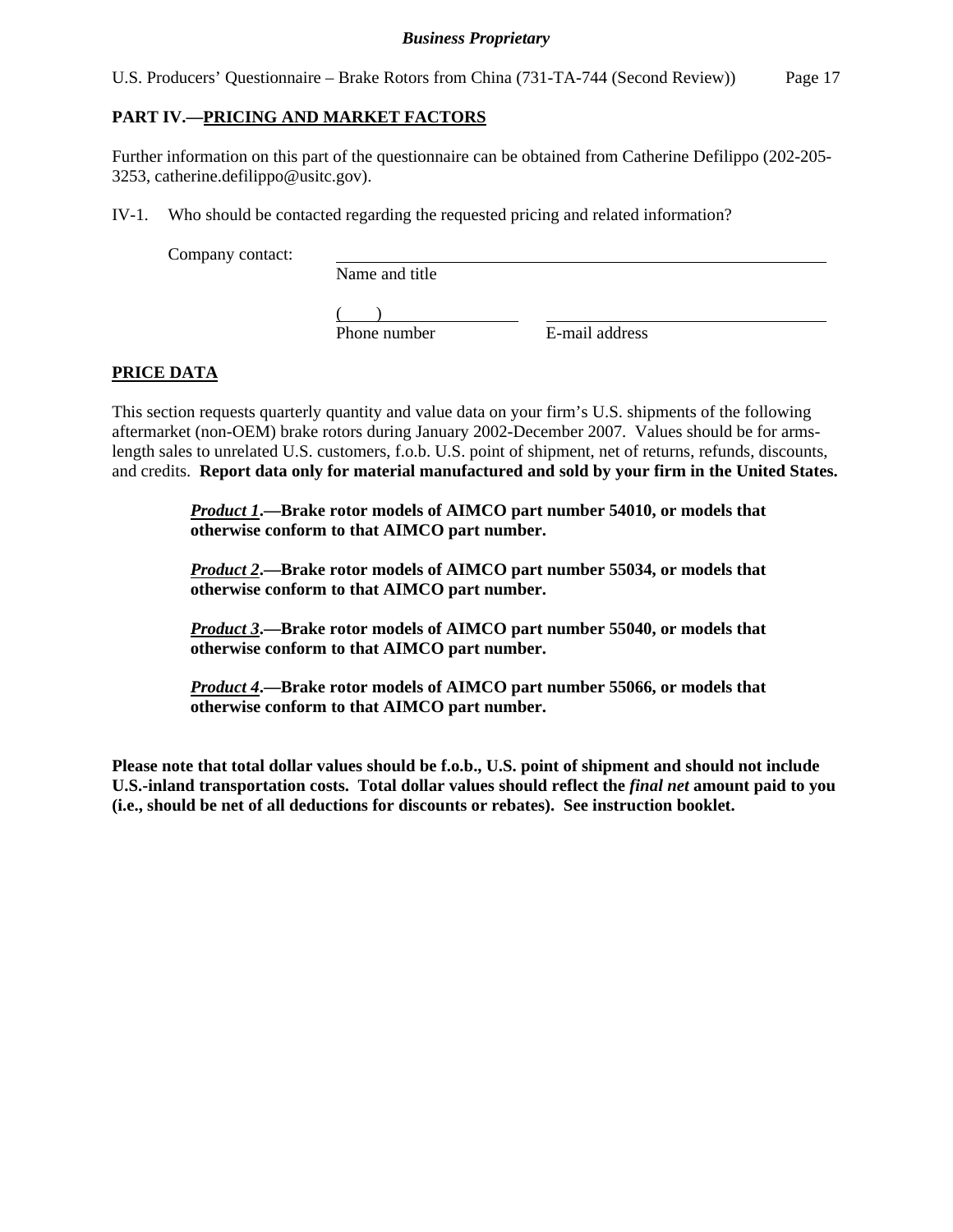## PART IV.—PRICING AND MARKET FACTORS

Further information on this part of the questionnaire can be obtained from Catherine Defilippo (202-205-3253, catherine.defilippo@usitc.gov).

IV-1. Who should be contacted regarding the requested pricing and related information?

Company contact: ______________________________
Name and title

(     ) ______________ ______________________
Phone number E-mail address

### PRICE DATA

This section requests quarterly quantity and value data on your firm's U.S. shipments of the following aftermarket (non-OEM) brake rotors during January 2002-December 2007. Values should be for arms-length sales to unrelated U.S. customers, f.o.b. U.S. point of shipment, net of returns, refunds, discounts, and credits. **Report data only for material manufactured and sold by your firm in the United States.**

> ***Product 1*.—Brake rotor models of AIMCO part number 54010, or models that otherwise conform to that AIMCO part number.**
>
> ***Product 2*.—Brake rotor models of AIMCO part number 55034, or models that otherwise conform to that AIMCO part number.**
>
> ***Product 3*.—Brake rotor models of AIMCO part number 55040, or models that otherwise conform to that AIMCO part number.**
>
> ***Product 4*.—Brake rotor models of AIMCO part number 55066, or models that otherwise conform to that AIMCO part number.**

**Please note that total dollar values should be f.o.b., U.S. point of shipment and should not include U.S.-inland transportation costs. Total dollar values should reflect the *final net* amount paid to you (i.e., should be net of all deductions for discounts or rebates). See instruction booklet.**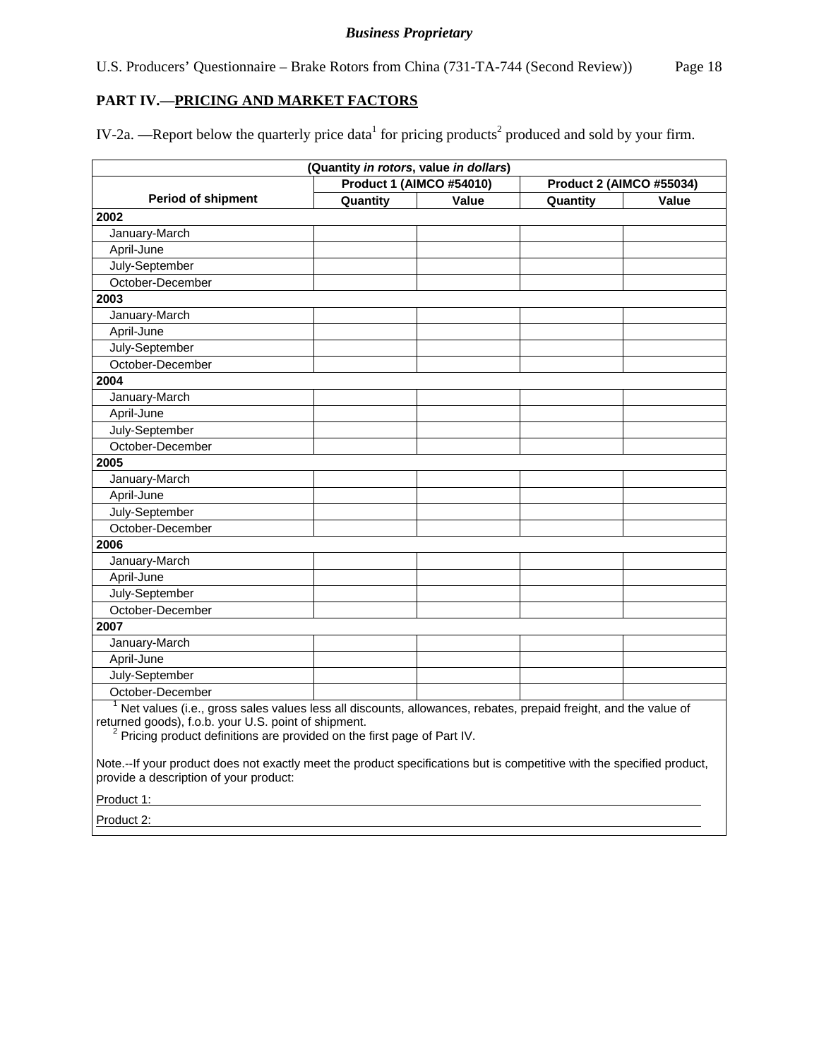*Business Proprietary*

U.S. Producers' Questionnaire – Brake Rotors from China (731-TA-744 (Second Review))

## PART IV.—PRICING AND MARKET FACTORS

IV-2a. —Report below the quarterly price data[1] for pricing products[2] produced and sold by your firm.

| (Quantity *in rotors*, value *in dollars*) | | | | |
|---|---|---|---|---|
| | Product 1 (AIMCO #54010) | | Product 2 (AIMCO #55034) | |
| Period of shipment | Quantity | Value | Quantity | Value |
| **2002** | | | | |
| January-March | | | | |
| April-June | | | | |
| July-September | | | | |
| October-December | | | | |
| **2003** | | | | |
| January-March | | | | |
| April-June | | | | |
| July-September | | | | |
| October-December | | | | |
| **2004** | | | | |
| January-March | | | | |
| April-June | | | | |
| July-September | | | | |
| October-December | | | | |
| **2005** | | | | |
| January-March | | | | |
| April-June | | | | |
| July-September | | | | |
| October-December | | | | |
| **2006** | | | | |
| January-March | | | | |
| April-June | | | | |
| July-September | | | | |
| October-December | | | | |
| **2007** | | | | |
| January-March | | | | |
| April-June | | | | |
| July-September | | | | |
| October-December | | | | |

[1] Net values (i.e., gross sales values less all discounts, allowances, rebates, prepaid freight, and the value of returned goods), f.o.b. your U.S. point of shipment.
[2] Pricing product definitions are provided on the first page of Part IV.

Note.--If your product does not exactly meet the product specifications but is competitive with the specified product, provide a description of your product:

Product 1: ____________________

Product 2: ____________________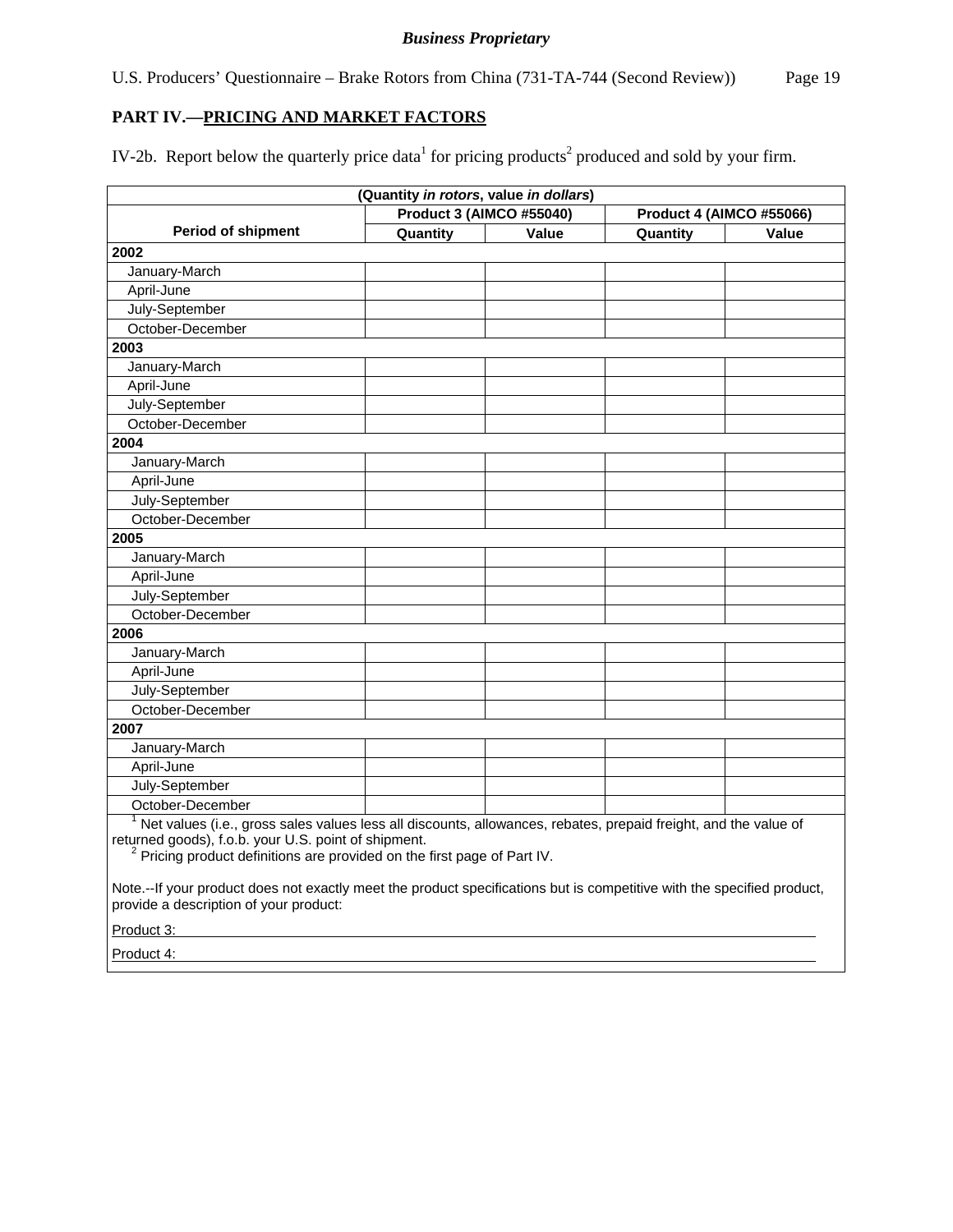*Business Proprietary*

U.S. Producers' Questionnaire – Brake Rotors from China (731-TA-744 (Second Review))

## PART IV.—PRICING AND MARKET FACTORS

IV-2b. Report below the quarterly price data[1] for pricing products[2] produced and sold by your firm.

| (Quantity *in rotors*, value *in dollars*) | | | | |
|---|---|---|---|---|
| | Product 3 (AIMCO #55040) | | Product 4 (AIMCO #55066) | |
| **Period of shipment** | **Quantity** | **Value** | **Quantity** | **Value** |
| **2002** | | | | |
| January-March | | | | |
| April-June | | | | |
| July-September | | | | |
| October-December | | | | |
| **2003** | | | | |
| January-March | | | | |
| April-June | | | | |
| July-September | | | | |
| October-December | | | | |
| **2004** | | | | |
| January-March | | | | |
| April-June | | | | |
| July-September | | | | |
| October-December | | | | |
| **2005** | | | | |
| January-March | | | | |
| April-June | | | | |
| July-September | | | | |
| October-December | | | | |
| **2006** | | | | |
| January-March | | | | |
| April-June | | | | |
| July-September | | | | |
| October-December | | | | |
| **2007** | | | | |
| January-March | | | | |
| April-June | | | | |
| July-September | | | | |
| October-December | | | | |

[1] Net values (i.e., gross sales values less all discounts, allowances, rebates, prepaid freight, and the value of returned goods), f.o.b. your U.S. point of shipment.
[2] Pricing product definitions are provided on the first page of Part IV.

Note.--If your product does not exactly meet the product specifications but is competitive with the specified product, provide a description of your product:

Product 3: \_\_\_\_\_\_\_\_\_\_\_\_\_\_\_\_\_\_\_\_\_\_\_\_\_\_\_\_\_\_\_\_\_\_\_\_\_\_\_\_

Product 4: \_\_\_\_\_\_\_\_\_\_\_\_\_\_\_\_\_\_\_\_\_\_\_\_\_\_\_\_\_\_\_\_\_\_\_\_\_\_\_\_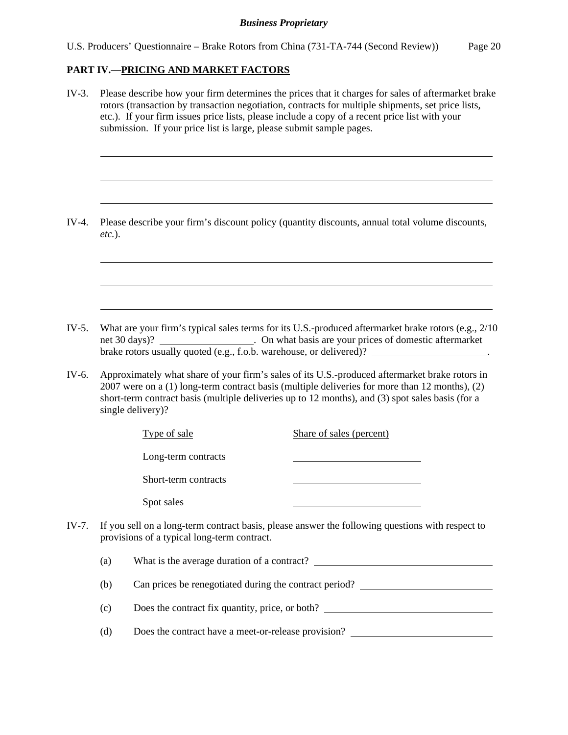**PART IV.—PRICING AND MARKET FACTORS**

IV-3. Please describe how your firm determines the prices that it charges for sales of aftermarket brake rotors (transaction by transaction negotiation, contracts for multiple shipments, set price lists, etc.). If your firm issues price lists, please include a copy of a recent price list with your submission. If your price list is large, please submit sample pages.

\_\_\_\_\_\_\_\_\_\_\_\_\_\_\_\_\_\_\_\_\_\_\_\_\_\_\_\_\_\_\_\_\_\_\_\_\_\_\_\_\_\_\_\_\_\_\_\_\_\_\_\_\_\_\_\_\_\_\_\_\_\_\_\_\_\_\_\_\_\_\_\_

\_\_\_\_\_\_\_\_\_\_\_\_\_\_\_\_\_\_\_\_\_\_\_\_\_\_\_\_\_\_\_\_\_\_\_\_\_\_\_\_\_\_\_\_\_\_\_\_\_\_\_\_\_\_\_\_\_\_\_\_\_\_\_\_\_\_\_\_\_\_\_\_

\_\_\_\_\_\_\_\_\_\_\_\_\_\_\_\_\_\_\_\_\_\_\_\_\_\_\_\_\_\_\_\_\_\_\_\_\_\_\_\_\_\_\_\_\_\_\_\_\_\_\_\_\_\_\_\_\_\_\_\_\_\_\_\_\_\_\_\_\_\_\_\_

IV-4. Please describe your firm's discount policy (quantity discounts, annual total volume discounts, *etc.*).

\_\_\_\_\_\_\_\_\_\_\_\_\_\_\_\_\_\_\_\_\_\_\_\_\_\_\_\_\_\_\_\_\_\_\_\_\_\_\_\_\_\_\_\_\_\_\_\_\_\_\_\_\_\_\_\_\_\_\_\_\_\_\_\_\_\_\_\_\_\_\_\_

\_\_\_\_\_\_\_\_\_\_\_\_\_\_\_\_\_\_\_\_\_\_\_\_\_\_\_\_\_\_\_\_\_\_\_\_\_\_\_\_\_\_\_\_\_\_\_\_\_\_\_\_\_\_\_\_\_\_\_\_\_\_\_\_\_\_\_\_\_\_\_\_

\_\_\_\_\_\_\_\_\_\_\_\_\_\_\_\_\_\_\_\_\_\_\_\_\_\_\_\_\_\_\_\_\_\_\_\_\_\_\_\_\_\_\_\_\_\_\_\_\_\_\_\_\_\_\_\_\_\_\_\_\_\_\_\_\_\_\_\_\_\_\_\_

IV-5. What are your firm's typical sales terms for its U.S.-produced aftermarket brake rotors (e.g., 2/10 net 30 days)? \_\_\_\_\_\_\_\_\_\_\_\_\_\_\_\_\_\_. On what basis are your prices of domestic aftermarket brake rotors usually quoted (e.g., f.o.b. warehouse, or delivered)? \_\_\_\_\_\_\_\_\_\_\_\_\_\_\_\_\_\_\_\_\_\_.

IV-6. Approximately what share of your firm's sales of its U.S.-produced aftermarket brake rotors in 2007 were on a (1) long-term contract basis (multiple deliveries for more than 12 months), (2) short-term contract basis (multiple deliveries up to 12 months), and (3) spot sales basis (for a single delivery)?

| Type of sale | Share of sales (percent) |
|---|---|
| Long-term contracts | |
| Short-term contracts | |
| Spot sales | |

IV-7. If you sell on a long-term contract basis, please answer the following questions with respect to provisions of a typical long-term contract.

(a) What is the average duration of a contract? \_\_\_\_\_\_\_\_\_\_\_\_\_\_\_\_\_\_\_\_\_\_\_\_\_\_\_\_\_\_\_\_

(b) Can prices be renegotiated during the contract period? \_\_\_\_\_\_\_\_\_\_\_\_\_\_\_\_\_\_\_\_\_\_\_\_

(c) Does the contract fix quantity, price, or both? \_\_\_\_\_\_\_\_\_\_\_\_\_\_\_\_\_\_\_\_\_\_\_\_\_\_\_\_\_\_

(d) Does the contract have a meet-or-release provision? \_\_\_\_\_\_\_\_\_\_\_\_\_\_\_\_\_\_\_\_\_\_\_\_\_\_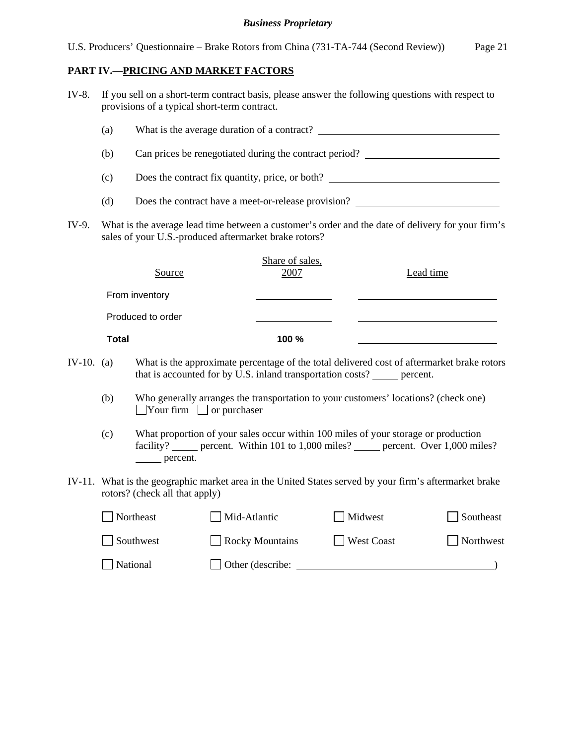## PART IV.—PRICING AND MARKET FACTORS

IV-8. If you sell on a short-term contract basis, please answer the following questions with respect to provisions of a typical short-term contract.

(a) What is the average duration of a contract? ______________________

(b) Can prices be renegotiated during the contract period? ______________________

(c) Does the contract fix quantity, price, or both? ______________________

(d) Does the contract have a meet-or-release provision? ______________________

IV-9. What is the average lead time between a customer's order and the date of delivery for your firm's sales of your U.S.-produced aftermarket brake rotors?

| Source | Share of sales, 2007 | Lead time |
|---|---|---|
| From inventory | ______ | ______ |
| Produced to order | ______ | ______ |
| **Total** | **100 %** | ______ |

IV-10. (a) What is the approximate percentage of the total delivered cost of aftermarket brake rotors that is accounted for by U.S. inland transportation costs? _____ percent.

(b) Who generally arranges the transportation to your customers' locations? (check one)
☐ Your firm ☐ or purchaser

(c) What proportion of your sales occur within 100 miles of your storage or production facility? _____ percent. Within 101 to 1,000 miles? _____ percent. Over 1,000 miles? _____ percent.

IV-11. What is the geographic market area in the United States served by your firm's aftermarket brake rotors? (check all that apply)

☐ Northeast ☐ Mid-Atlantic ☐ Midwest ☐ Southeast

☐ Southwest ☐ Rocky Mountains ☐ West Coast ☐ Northwest

☐ National ☐ Other (describe: ______________________)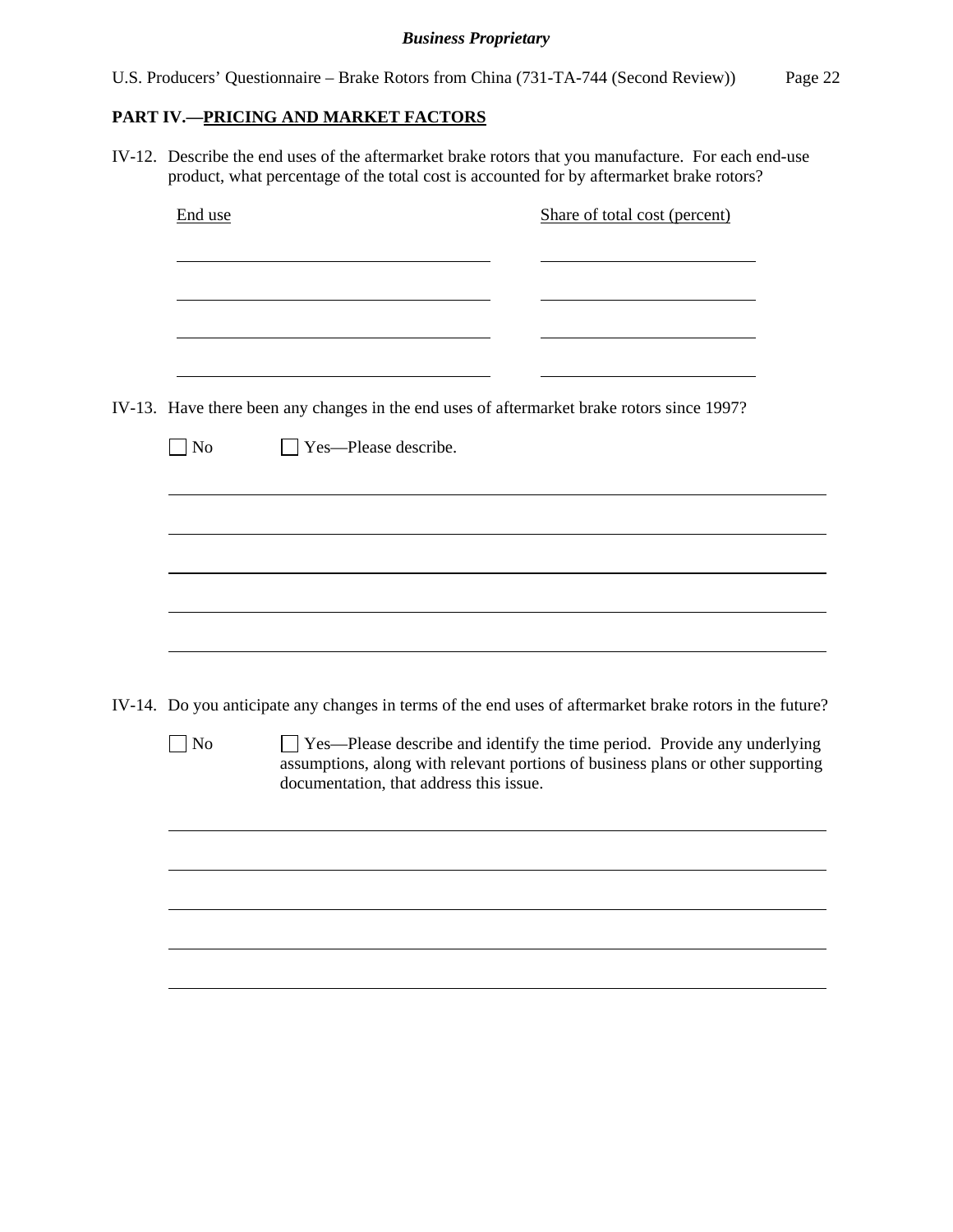*Business Proprietary*

## PART IV.—PRICING AND MARKET FACTORS

IV-12. Describe the end uses of the aftermarket brake rotors that you manufacture. For each end-use product, what percentage of the total cost is accounted for by aftermarket brake rotors?

| End use | Share of total cost (percent) |
|---|---|
| | |
| | |
| | |
| | |

IV-13. Have there been any changes in the end uses of aftermarket brake rotors since 1997?

☐ No ☐ Yes—Please describe.

IV-14. Do you anticipate any changes in terms of the end uses of aftermarket brake rotors in the future?

☐ No ☐ Yes—Please describe and identify the time period. Provide any underlying assumptions, along with relevant portions of business plans or other supporting documentation, that address this issue.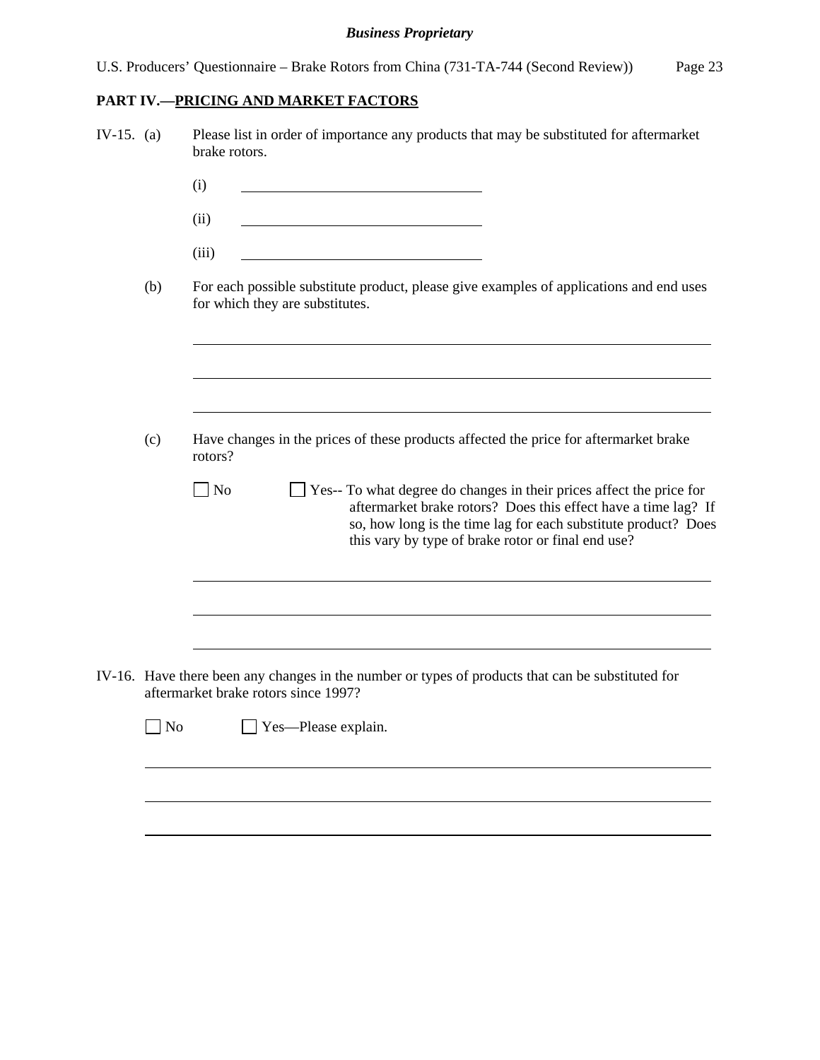## PART IV.—PRICING AND MARKET FACTORS

IV-15. (a) Please list in order of importance any products that may be substituted for aftermarket brake rotors.

(i) ______________________________

(ii) ______________________________

(iii) ______________________________

(b) For each possible substitute product, please give examples of applications and end uses for which they are substitutes.

______________________________________________________________________

______________________________________________________________________

______________________________________________________________________

(c) Have changes in the prices of these products affected the price for aftermarket brake rotors?

☐ No ☐ Yes-- To what degree do changes in their prices affect the price for aftermarket brake rotors? Does this effect have a time lag? If so, how long is the time lag for each substitute product? Does this vary by type of brake rotor or final end use?

______________________________________________________________________

______________________________________________________________________

______________________________________________________________________

IV-16. Have there been any changes in the number or types of products that can be substituted for aftermarket brake rotors since 1997?

☐ No ☐ Yes—Please explain.

______________________________________________________________________

______________________________________________________________________

______________________________________________________________________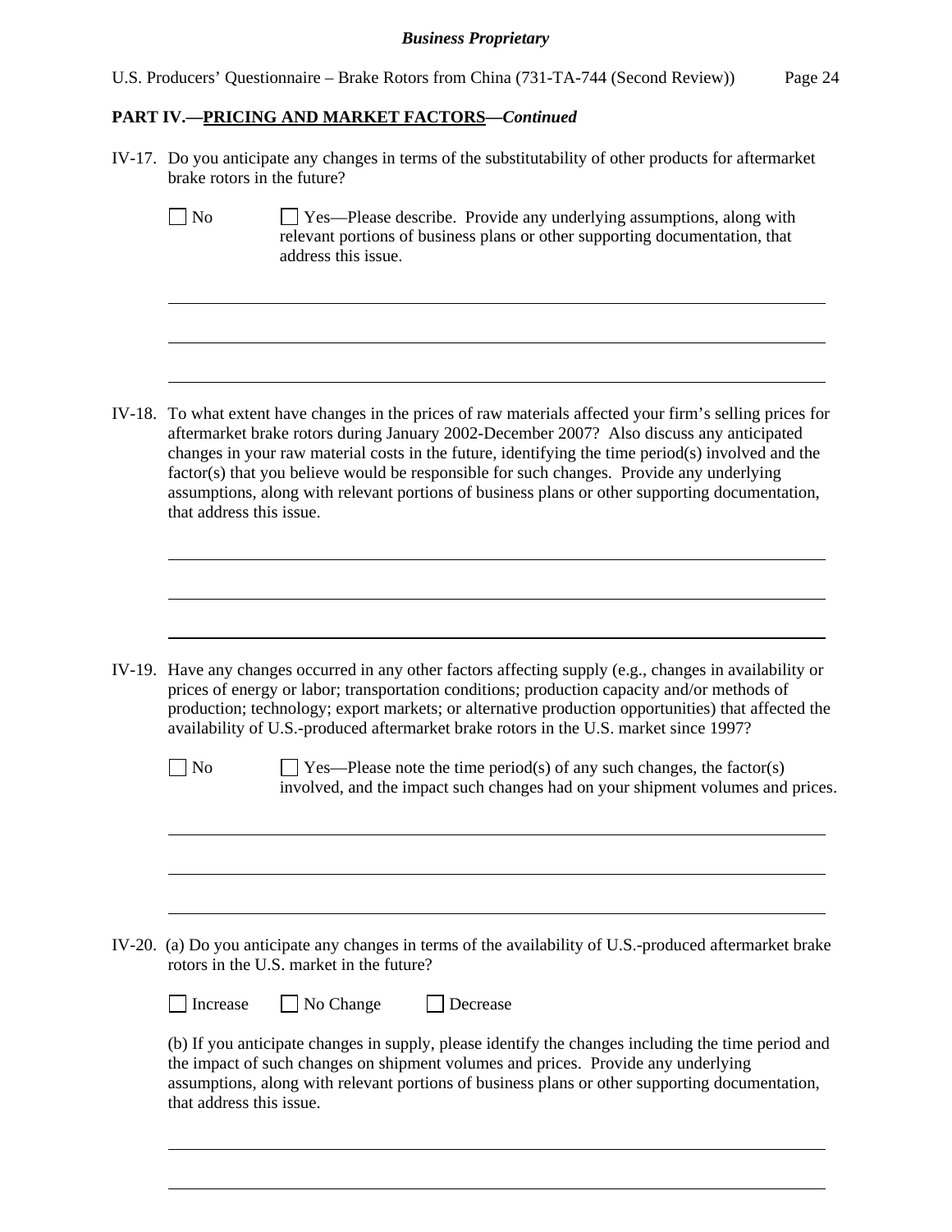**PART IV.—PRICING AND MARKET FACTORS—*Continued***

IV-17. Do you anticipate any changes in terms of the substitutability of other products for aftermarket brake rotors in the future?

☐ No ☐ Yes—Please describe. Provide any underlying assumptions, along with relevant portions of business plans or other supporting documentation, that address this issue.

IV-18. To what extent have changes in the prices of raw materials affected your firm's selling prices for aftermarket brake rotors during January 2002-December 2007? Also discuss any anticipated changes in your raw material costs in the future, identifying the time period(s) involved and the factor(s) that you believe would be responsible for such changes. Provide any underlying assumptions, along with relevant portions of business plans or other supporting documentation, that address this issue.

IV-19. Have any changes occurred in any other factors affecting supply (e.g., changes in availability or prices of energy or labor; transportation conditions; production capacity and/or methods of production; technology; export markets; or alternative production opportunities) that affected the availability of U.S.-produced aftermarket brake rotors in the U.S. market since 1997?

☐ No ☐ Yes—Please note the time period(s) of any such changes, the factor(s) involved, and the impact such changes had on your shipment volumes and prices.

IV-20. (a) Do you anticipate any changes in terms of the availability of U.S.-produced aftermarket brake rotors in the U.S. market in the future?

☐ Increase ☐ No Change ☐ Decrease

(b) If you anticipate changes in supply, please identify the changes including the time period and the impact of such changes on shipment volumes and prices. Provide any underlying assumptions, along with relevant portions of business plans or other supporting documentation, that address this issue.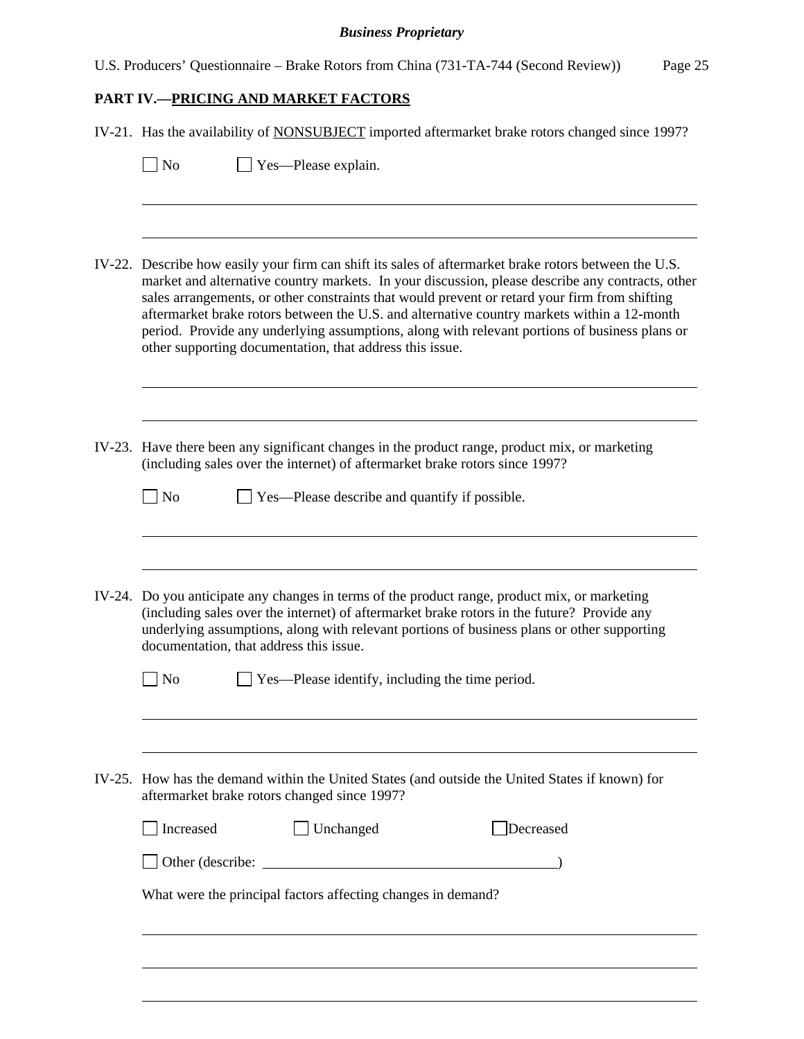## PART IV.—PRICING AND MARKET FACTORS

IV-21. Has the availability of NONSUBJECT imported aftermarket brake rotors changed since 1997?

☐ No ☐ Yes—Please explain.

IV-22. Describe how easily your firm can shift its sales of aftermarket brake rotors between the U.S. market and alternative country markets. In your discussion, please describe any contracts, other sales arrangements, or other constraints that would prevent or retard your firm from shifting aftermarket brake rotors between the U.S. and alternative country markets within a 12-month period. Provide any underlying assumptions, along with relevant portions of business plans or other supporting documentation, that address this issue.

IV-23. Have there been any significant changes in the product range, product mix, or marketing (including sales over the internet) of aftermarket brake rotors since 1997?

☐ No ☐ Yes—Please describe and quantify if possible.

IV-24. Do you anticipate any changes in terms of the product range, product mix, or marketing (including sales over the internet) of aftermarket brake rotors in the future? Provide any underlying assumptions, along with relevant portions of business plans or other supporting documentation, that address this issue.

☐ No ☐ Yes—Please identify, including the time period.

IV-25. How has the demand within the United States (and outside the United States if known) for aftermarket brake rotors changed since 1997?

☐ Increased ☐ Unchanged ☐ Decreased

☐ Other (describe: )

What were the principal factors affecting changes in demand?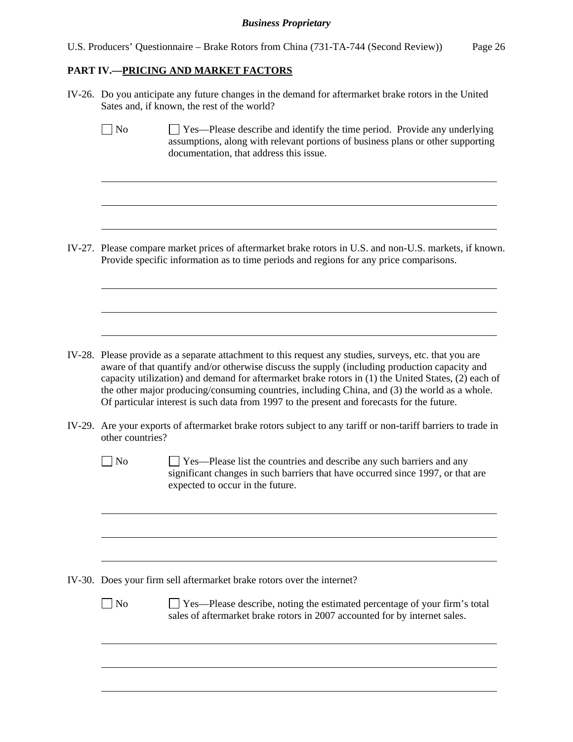## PART IV.—PRICING AND MARKET FACTORS

IV-26. Do you anticipate any future changes in the demand for aftermarket brake rotors in the United Sates and, if known, the rest of the world?

☐ No ☐ Yes—Please describe and identify the time period. Provide any underlying assumptions, along with relevant portions of business plans or other supporting documentation, that address this issue.

IV-27. Please compare market prices of aftermarket brake rotors in U.S. and non-U.S. markets, if known. Provide specific information as to time periods and regions for any price comparisons.

IV-28. Please provide as a separate attachment to this request any studies, surveys, etc. that you are aware of that quantify and/or otherwise discuss the supply (including production capacity and capacity utilization) and demand for aftermarket brake rotors in (1) the United States, (2) each of the other major producing/consuming countries, including China, and (3) the world as a whole. Of particular interest is such data from 1997 to the present and forecasts for the future.

IV-29. Are your exports of aftermarket brake rotors subject to any tariff or non-tariff barriers to trade in other countries?

☐ No ☐ Yes—Please list the countries and describe any such barriers and any significant changes in such barriers that have occurred since 1997, or that are expected to occur in the future.

IV-30. Does your firm sell aftermarket brake rotors over the internet?

☐ No ☐ Yes—Please describe, noting the estimated percentage of your firm's total sales of aftermarket brake rotors in 2007 accounted for by internet sales.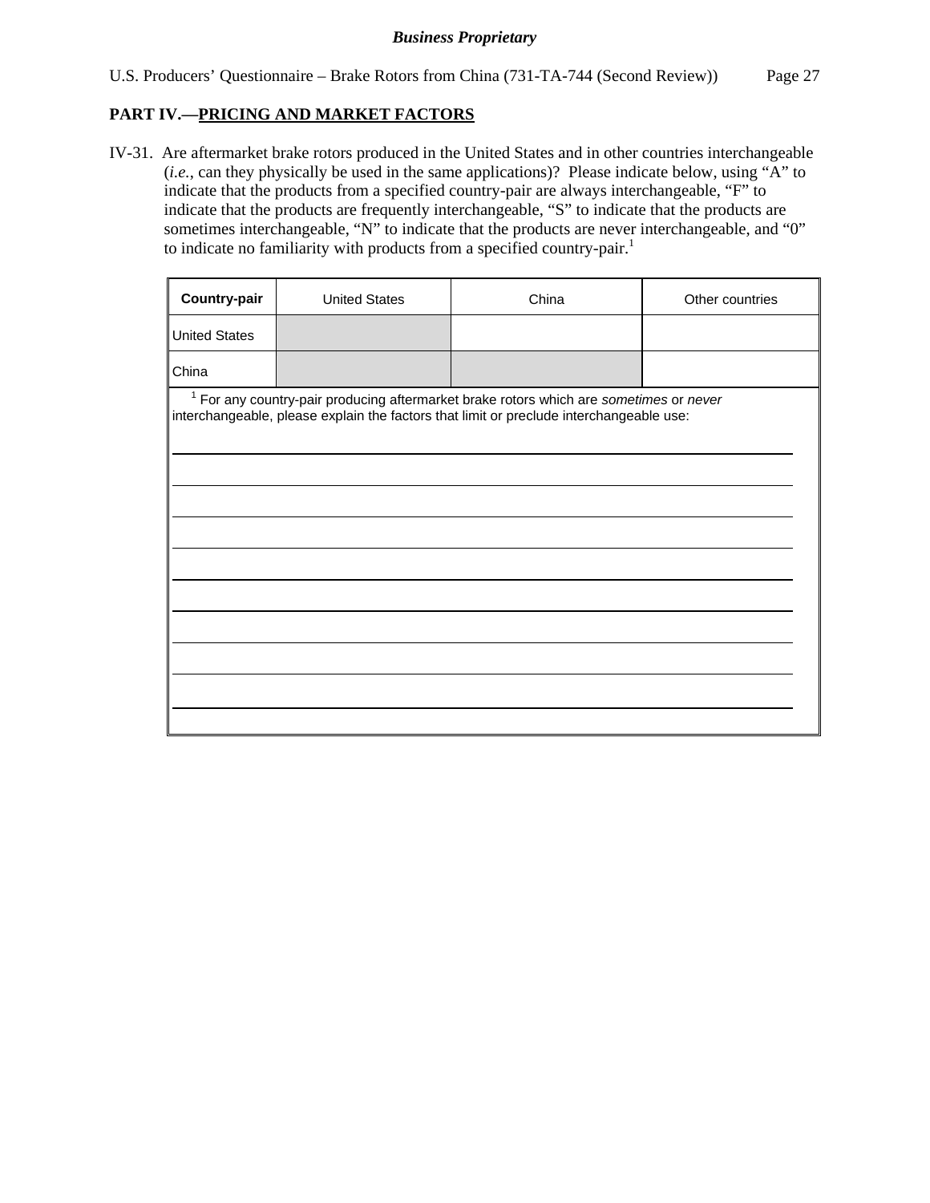**PART IV.—PRICING AND MARKET FACTORS**

IV-31. Are aftermarket brake rotors produced in the United States and in other countries interchangeable (*i.e.*, can they physically be used in the same applications)? Please indicate below, using "A" to indicate that the products from a specified country-pair are always interchangeable, "F" to indicate that the products are frequently interchangeable, "S" to indicate that the products are sometimes interchangeable, "N" to indicate that the products are never interchangeable, and "0" to indicate no familiarity with products from a specified country-pair.[1]

| Country-pair | United States | China | Other countries |
|---|---|---|---|
| United States | | | |
| China | | | |

[1] For any country-pair producing aftermarket brake rotors which are *sometimes* or *never* interchangeable, please explain the factors that limit or preclude interchangeable use: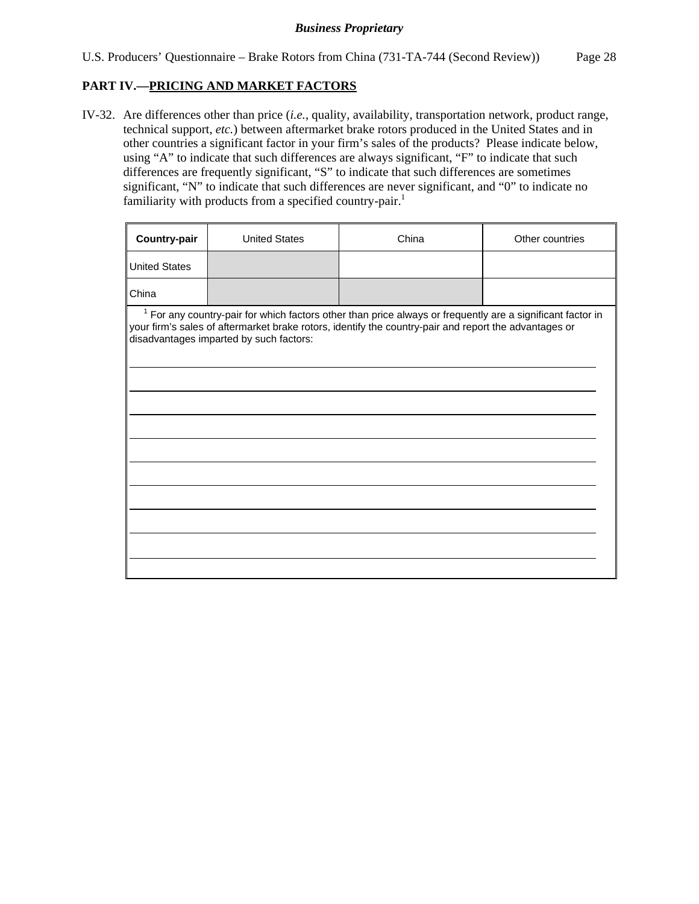**PART IV.—PRICING AND MARKET FACTORS**

IV-32. Are differences other than price (*i.e.*, quality, availability, transportation network, product range, technical support, *etc.*) between aftermarket brake rotors produced in the United States and in other countries a significant factor in your firm's sales of the products? Please indicate below, using "A" to indicate that such differences are always significant, "F" to indicate that such differences are frequently significant, "S" to indicate that such differences are sometimes significant, "N" to indicate that such differences are never significant, and "0" to indicate no familiarity with products from a specified country-pair.[1]

| Country-pair | United States | China | Other countries |
|---|---|---|---|
| United States | | | |
| China | | | |

[1] For any country-pair for which factors other than price always or frequently are a significant factor in your firm's sales of aftermarket brake rotors, identify the country-pair and report the advantages or disadvantages imparted by such factors: